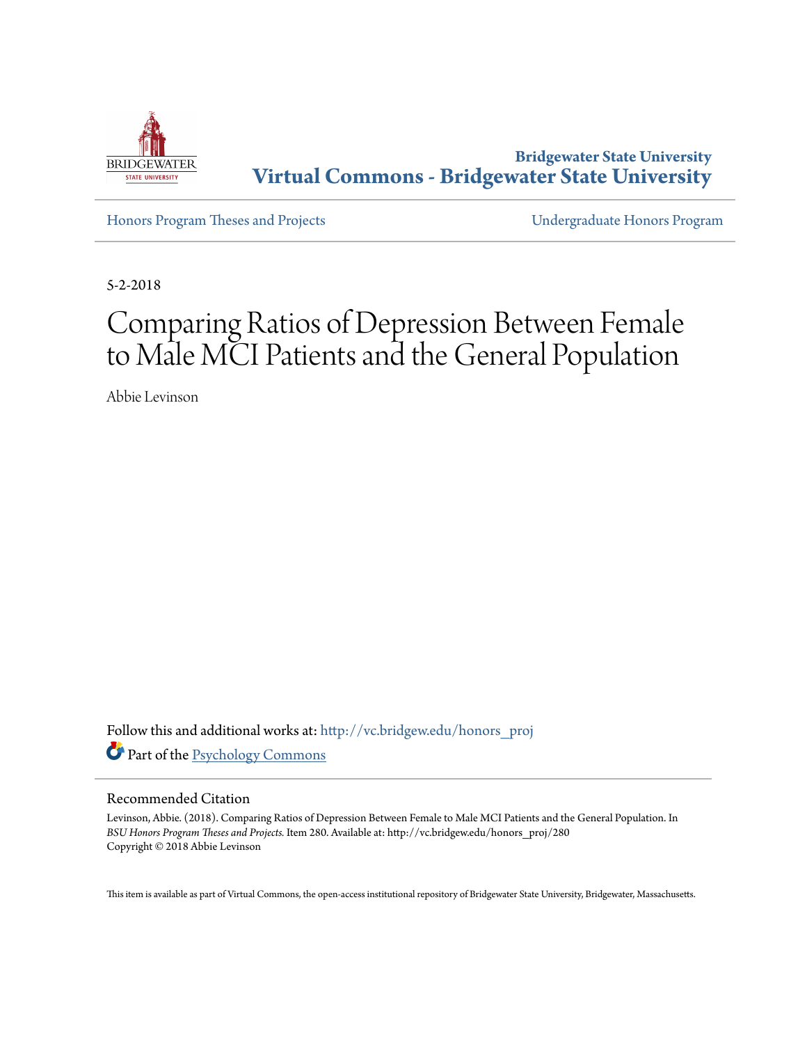Bridgewater State University

# Virtual Commons - Bridgewater State University

Honors Program Theses and Projects

Undergraduate Honors Program

5-2-2018

# Comparing Ratios of Depression Between Female to Male MCI Patients and the General Population

Abbie Levinson

Follow this and additional works at: http://vc.bridgew.edu/honors_proj

Part of the Psychology Commons

## Recommended Citation

Levinson, Abbie. (2018). Comparing Ratios of Depression Between Female to Male MCI Patients and the General Population. In *BSU Honors Program Theses and Projects.* Item 280. Available at: http://vc.bridgew.edu/honors_proj/280

Copyright © 2018 Abbie Levinson

This item is available as part of Virtual Commons, the open-access institutional repository of Bridgewater State University, Bridgewater, Massachusetts.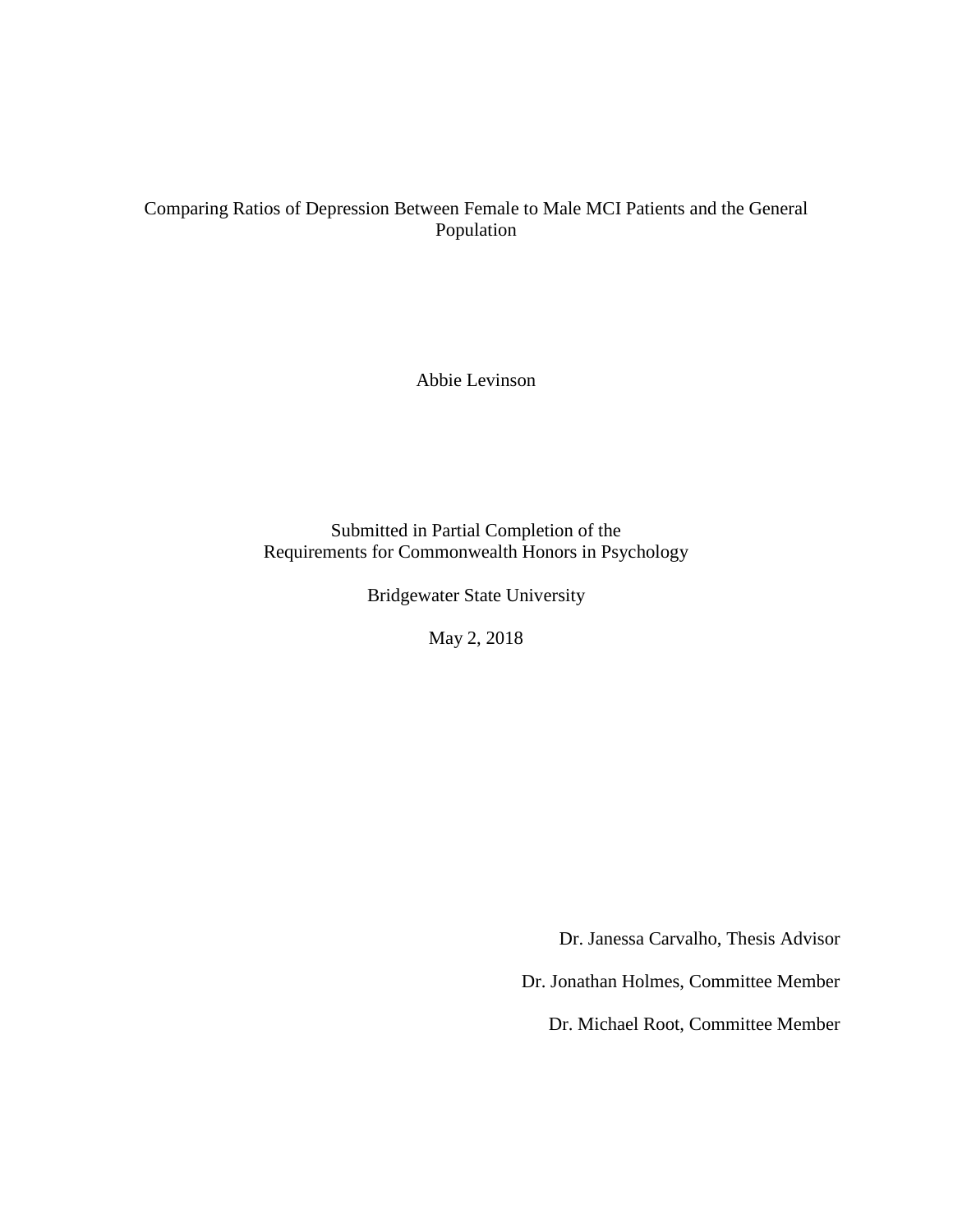# Comparing Ratios of Depression Between Female to Male MCI Patients and the General Population

Abbie Levinson

Submitted in Partial Completion of the
Requirements for Commonwealth Honors in Psychology

Bridgewater State University

May 2, 2018

Dr. Janessa Carvalho, Thesis Advisor

Dr. Jonathan Holmes, Committee Member

Dr. Michael Root, Committee Member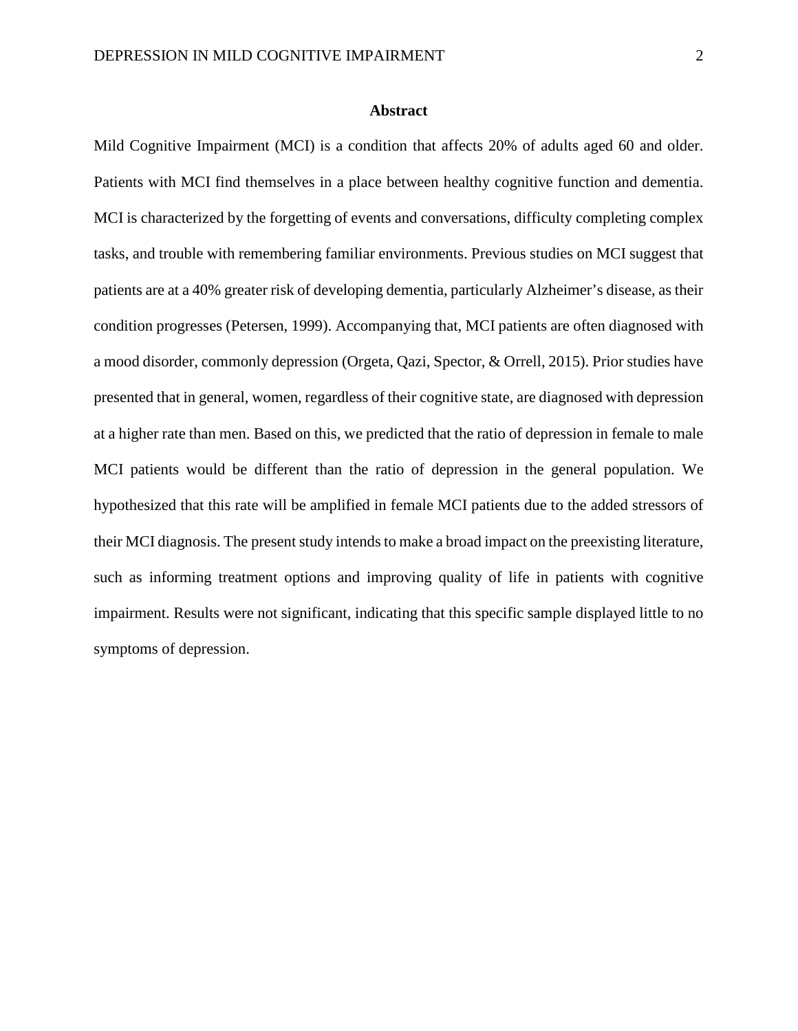## Abstract

Mild Cognitive Impairment (MCI) is a condition that affects 20% of adults aged 60 and older. Patients with MCI find themselves in a place between healthy cognitive function and dementia. MCI is characterized by the forgetting of events and conversations, difficulty completing complex tasks, and trouble with remembering familiar environments. Previous studies on MCI suggest that patients are at a 40% greater risk of developing dementia, particularly Alzheimer's disease, as their condition progresses (Petersen, 1999). Accompanying that, MCI patients are often diagnosed with a mood disorder, commonly depression (Orgeta, Qazi, Spector, & Orrell, 2015). Prior studies have presented that in general, women, regardless of their cognitive state, are diagnosed with depression at a higher rate than men. Based on this, we predicted that the ratio of depression in female to male MCI patients would be different than the ratio of depression in the general population. We hypothesized that this rate will be amplified in female MCI patients due to the added stressors of their MCI diagnosis. The present study intends to make a broad impact on the preexisting literature, such as informing treatment options and improving quality of life in patients with cognitive impairment. Results were not significant, indicating that this specific sample displayed little to no symptoms of depression.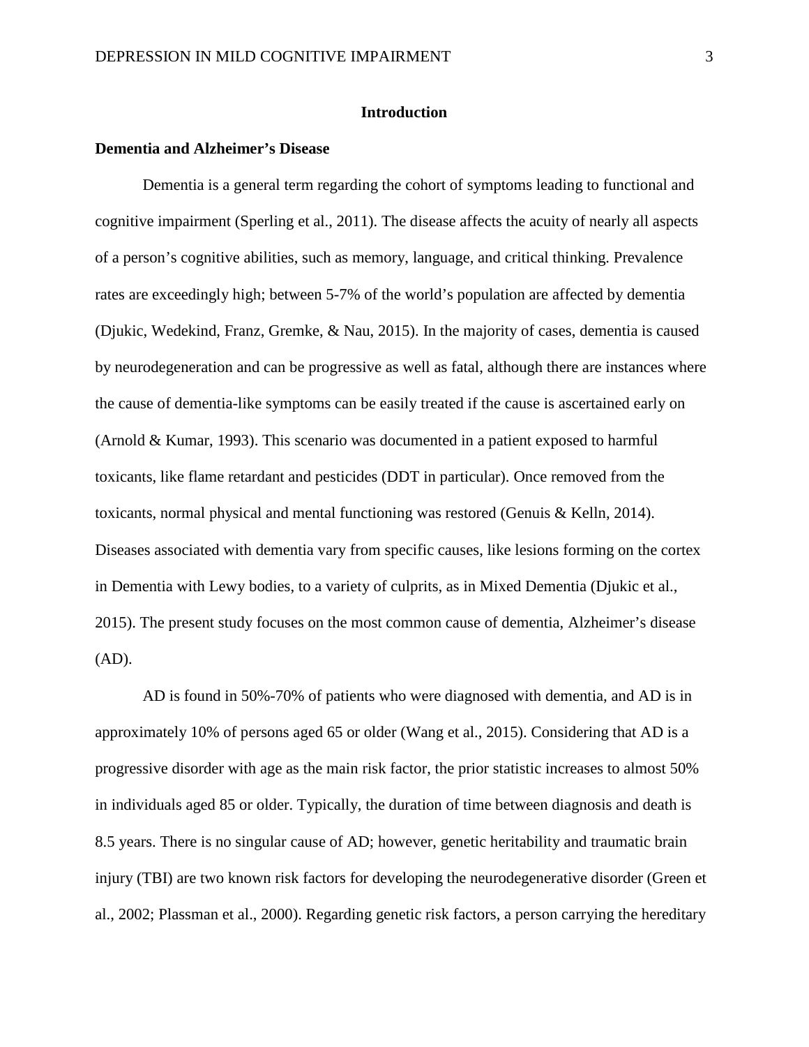## Introduction

### Dementia and Alzheimer's Disease

Dementia is a general term regarding the cohort of symptoms leading to functional and cognitive impairment (Sperling et al., 2011). The disease affects the acuity of nearly all aspects of a person's cognitive abilities, such as memory, language, and critical thinking. Prevalence rates are exceedingly high; between 5-7% of the world's population are affected by dementia (Djukic, Wedekind, Franz, Gremke, & Nau, 2015). In the majority of cases, dementia is caused by neurodegeneration and can be progressive as well as fatal, although there are instances where the cause of dementia-like symptoms can be easily treated if the cause is ascertained early on (Arnold & Kumar, 1993). This scenario was documented in a patient exposed to harmful toxicants, like flame retardant and pesticides (DDT in particular). Once removed from the toxicants, normal physical and mental functioning was restored (Genuis & Kelln, 2014). Diseases associated with dementia vary from specific causes, like lesions forming on the cortex in Dementia with Lewy bodies, to a variety of culprits, as in Mixed Dementia (Djukic et al., 2015). The present study focuses on the most common cause of dementia, Alzheimer's disease (AD).

AD is found in 50%-70% of patients who were diagnosed with dementia, and AD is in approximately 10% of persons aged 65 or older (Wang et al., 2015). Considering that AD is a progressive disorder with age as the main risk factor, the prior statistic increases to almost 50% in individuals aged 85 or older. Typically, the duration of time between diagnosis and death is 8.5 years. There is no singular cause of AD; however, genetic heritability and traumatic brain injury (TBI) are two known risk factors for developing the neurodegenerative disorder (Green et al., 2002; Plassman et al., 2000). Regarding genetic risk factors, a person carrying the hereditary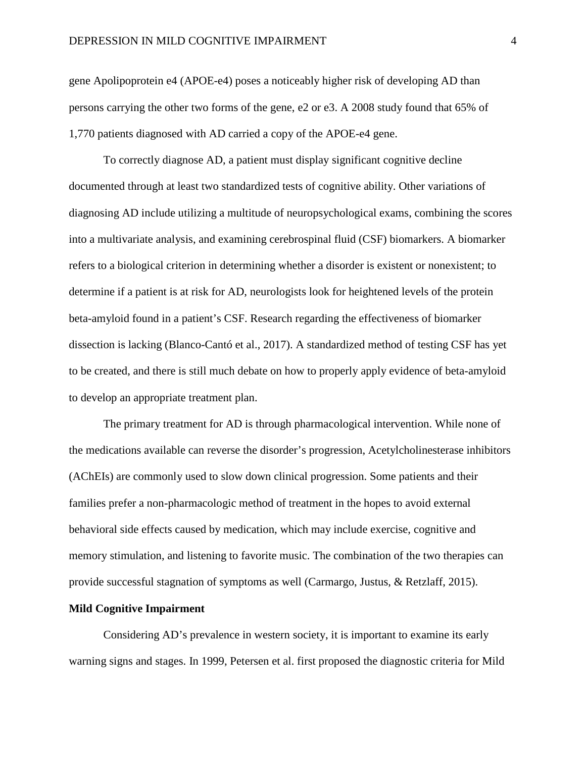gene Apolipoprotein e4 (APOE-e4) poses a noticeably higher risk of developing AD than persons carrying the other two forms of the gene, e2 or e3. A 2008 study found that 65% of 1,770 patients diagnosed with AD carried a copy of the APOE-e4 gene.

To correctly diagnose AD, a patient must display significant cognitive decline documented through at least two standardized tests of cognitive ability. Other variations of diagnosing AD include utilizing a multitude of neuropsychological exams, combining the scores into a multivariate analysis, and examining cerebrospinal fluid (CSF) biomarkers. A biomarker refers to a biological criterion in determining whether a disorder is existent or nonexistent; to determine if a patient is at risk for AD, neurologists look for heightened levels of the protein beta-amyloid found in a patient's CSF. Research regarding the effectiveness of biomarker dissection is lacking (Blanco-Cantó et al., 2017). A standardized method of testing CSF has yet to be created, and there is still much debate on how to properly apply evidence of beta-amyloid to develop an appropriate treatment plan.

The primary treatment for AD is through pharmacological intervention. While none of the medications available can reverse the disorder's progression, Acetylcholinesterase inhibitors (AChEIs) are commonly used to slow down clinical progression. Some patients and their families prefer a non-pharmacologic method of treatment in the hopes to avoid external behavioral side effects caused by medication, which may include exercise, cognitive and memory stimulation, and listening to favorite music. The combination of the two therapies can provide successful stagnation of symptoms as well (Carmargo, Justus, & Retzlaff, 2015).

**Mild Cognitive Impairment**

Considering AD's prevalence in western society, it is important to examine its early warning signs and stages. In 1999, Petersen et al. first proposed the diagnostic criteria for Mild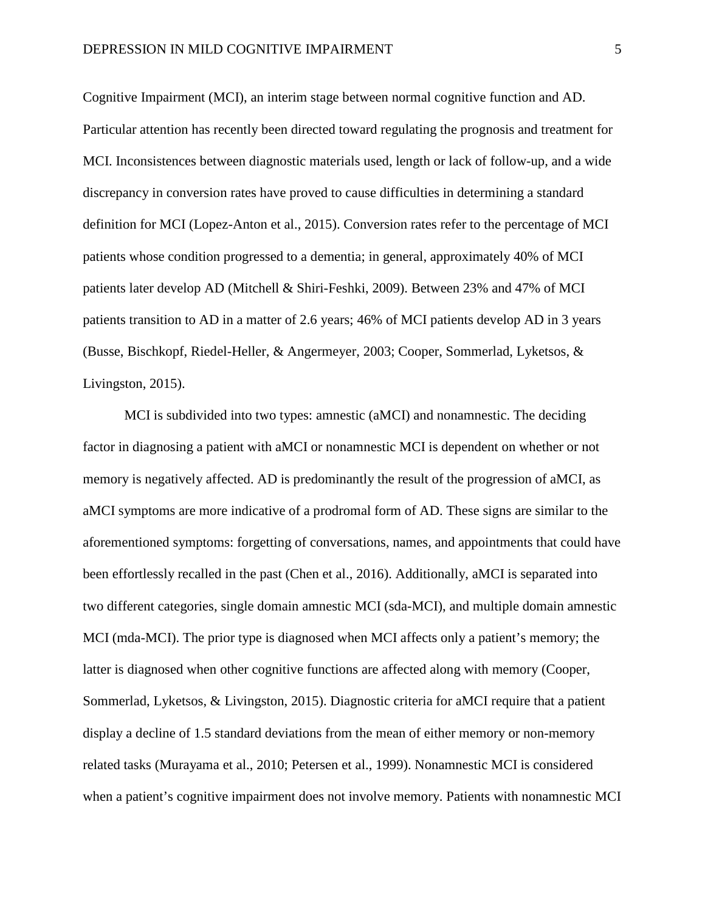Cognitive Impairment (MCI), an interim stage between normal cognitive function and AD. Particular attention has recently been directed toward regulating the prognosis and treatment for MCI. Inconsistences between diagnostic materials used, length or lack of follow-up, and a wide discrepancy in conversion rates have proved to cause difficulties in determining a standard definition for MCI (Lopez-Anton et al., 2015). Conversion rates refer to the percentage of MCI patients whose condition progressed to a dementia; in general, approximately 40% of MCI patients later develop AD (Mitchell & Shiri-Feshki, 2009). Between 23% and 47% of MCI patients transition to AD in a matter of 2.6 years; 46% of MCI patients develop AD in 3 years (Busse, Bischkopf, Riedel-Heller, & Angermeyer, 2003; Cooper, Sommerlad, Lyketsos, & Livingston, 2015).

MCI is subdivided into two types: amnestic (aMCI) and nonamnestic. The deciding factor in diagnosing a patient with aMCI or nonamnestic MCI is dependent on whether or not memory is negatively affected. AD is predominantly the result of the progression of aMCI, as aMCI symptoms are more indicative of a prodromal form of AD. These signs are similar to the aforementioned symptoms: forgetting of conversations, names, and appointments that could have been effortlessly recalled in the past (Chen et al., 2016). Additionally, aMCI is separated into two different categories, single domain amnestic MCI (sda-MCI), and multiple domain amnestic MCI (mda-MCI). The prior type is diagnosed when MCI affects only a patient's memory; the latter is diagnosed when other cognitive functions are affected along with memory (Cooper, Sommerlad, Lyketsos, & Livingston, 2015). Diagnostic criteria for aMCI require that a patient display a decline of 1.5 standard deviations from the mean of either memory or non-memory related tasks (Murayama et al., 2010; Petersen et al., 1999). Nonamnestic MCI is considered when a patient's cognitive impairment does not involve memory. Patients with nonamnestic MCI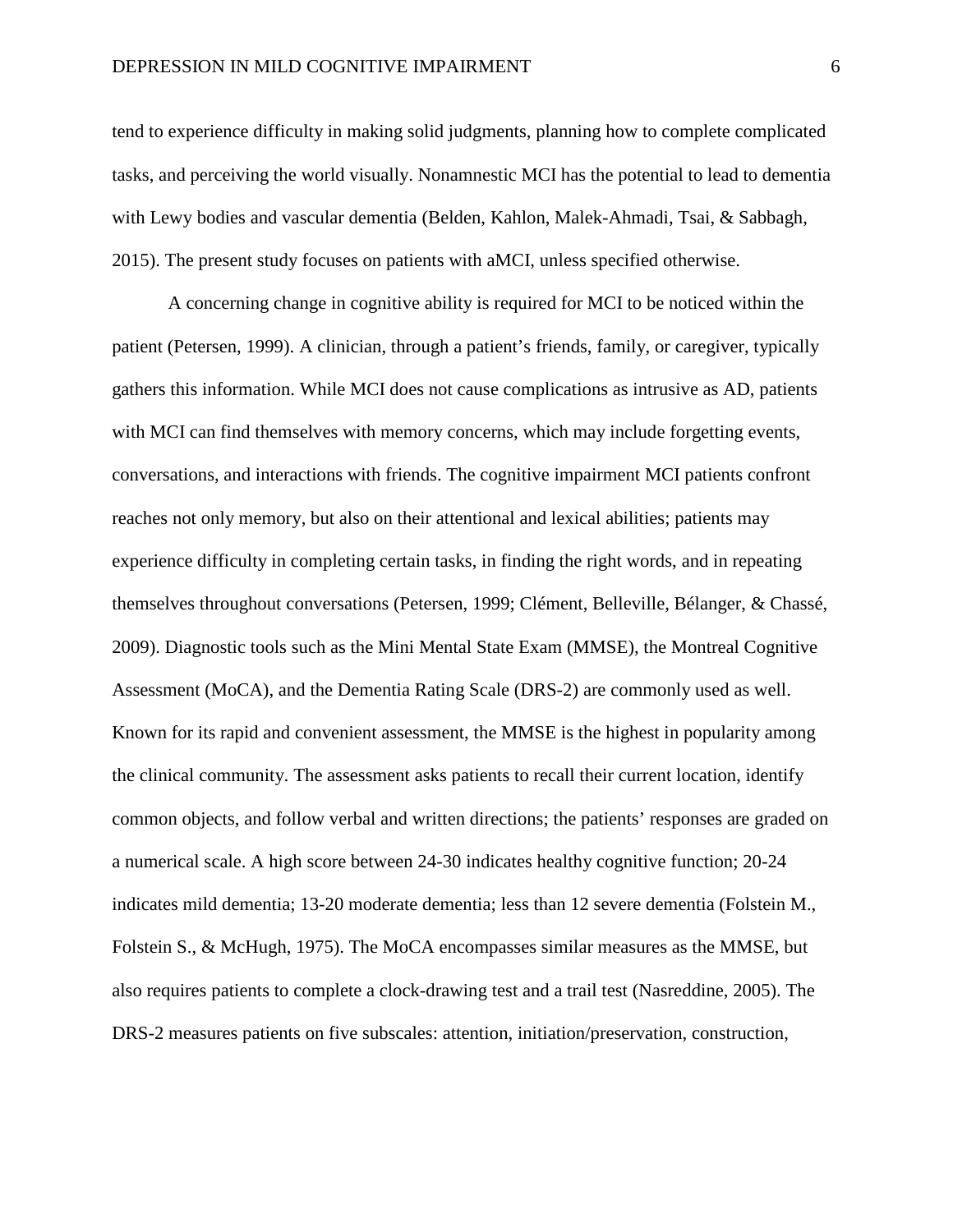tend to experience difficulty in making solid judgments, planning how to complete complicated tasks, and perceiving the world visually. Nonamnestic MCI has the potential to lead to dementia with Lewy bodies and vascular dementia (Belden, Kahlon, Malek-Ahmadi, Tsai, & Sabbagh, 2015). The present study focuses on patients with aMCI, unless specified otherwise.

A concerning change in cognitive ability is required for MCI to be noticed within the patient (Petersen, 1999). A clinician, through a patient's friends, family, or caregiver, typically gathers this information. While MCI does not cause complications as intrusive as AD, patients with MCI can find themselves with memory concerns, which may include forgetting events, conversations, and interactions with friends. The cognitive impairment MCI patients confront reaches not only memory, but also on their attentional and lexical abilities; patients may experience difficulty in completing certain tasks, in finding the right words, and in repeating themselves throughout conversations (Petersen, 1999; Clément, Belleville, Bélanger, & Chassé, 2009). Diagnostic tools such as the Mini Mental State Exam (MMSE), the Montreal Cognitive Assessment (MoCA), and the Dementia Rating Scale (DRS-2) are commonly used as well. Known for its rapid and convenient assessment, the MMSE is the highest in popularity among the clinical community. The assessment asks patients to recall their current location, identify common objects, and follow verbal and written directions; the patients' responses are graded on a numerical scale. A high score between 24-30 indicates healthy cognitive function; 20-24 indicates mild dementia; 13-20 moderate dementia; less than 12 severe dementia (Folstein M., Folstein S., & McHugh, 1975). The MoCA encompasses similar measures as the MMSE, but also requires patients to complete a clock-drawing test and a trail test (Nasreddine, 2005). The DRS-2 measures patients on five subscales: attention, initiation/preservation, construction,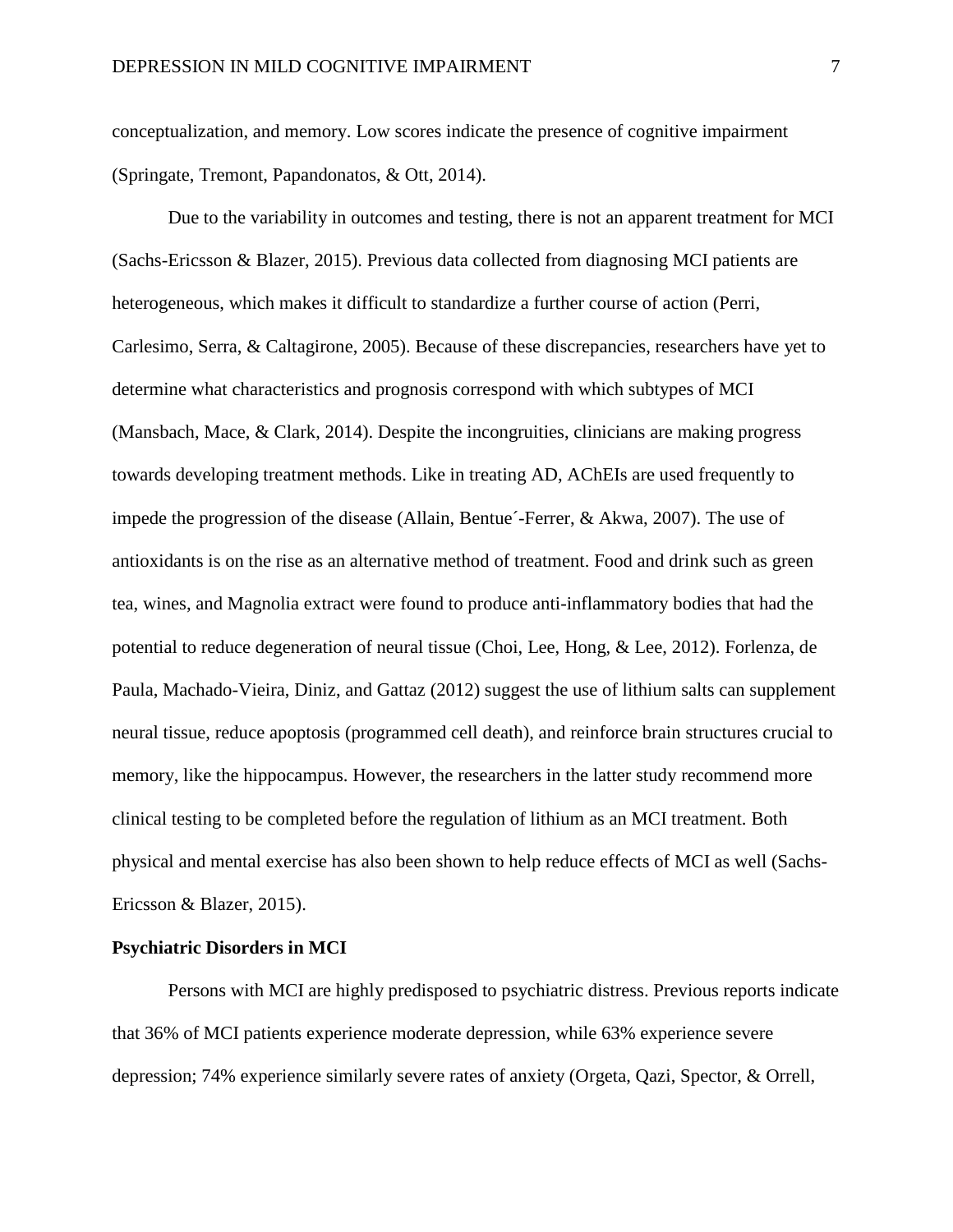conceptualization, and memory. Low scores indicate the presence of cognitive impairment (Springate, Tremont, Papandonatos, & Ott, 2014).

Due to the variability in outcomes and testing, there is not an apparent treatment for MCI (Sachs-Ericsson & Blazer, 2015). Previous data collected from diagnosing MCI patients are heterogeneous, which makes it difficult to standardize a further course of action (Perri, Carlesimo, Serra, & Caltagirone, 2005). Because of these discrepancies, researchers have yet to determine what characteristics and prognosis correspond with which subtypes of MCI (Mansbach, Mace, & Clark, 2014). Despite the incongruities, clinicians are making progress towards developing treatment methods. Like in treating AD, AChEIs are used frequently to impede the progression of the disease (Allain, Bentue´-Ferrer, & Akwa, 2007). The use of antioxidants is on the rise as an alternative method of treatment. Food and drink such as green tea, wines, and Magnolia extract were found to produce anti-inflammatory bodies that had the potential to reduce degeneration of neural tissue (Choi, Lee, Hong, & Lee, 2012). Forlenza, de Paula, Machado-Vieira, Diniz, and Gattaz (2012) suggest the use of lithium salts can supplement neural tissue, reduce apoptosis (programmed cell death), and reinforce brain structures crucial to memory, like the hippocampus. However, the researchers in the latter study recommend more clinical testing to be completed before the regulation of lithium as an MCI treatment. Both physical and mental exercise has also been shown to help reduce effects of MCI as well (Sachs-Ericsson & Blazer, 2015).

## Psychiatric Disorders in MCI

Persons with MCI are highly predisposed to psychiatric distress. Previous reports indicate that 36% of MCI patients experience moderate depression, while 63% experience severe depression; 74% experience similarly severe rates of anxiety (Orgeta, Qazi, Spector, & Orrell,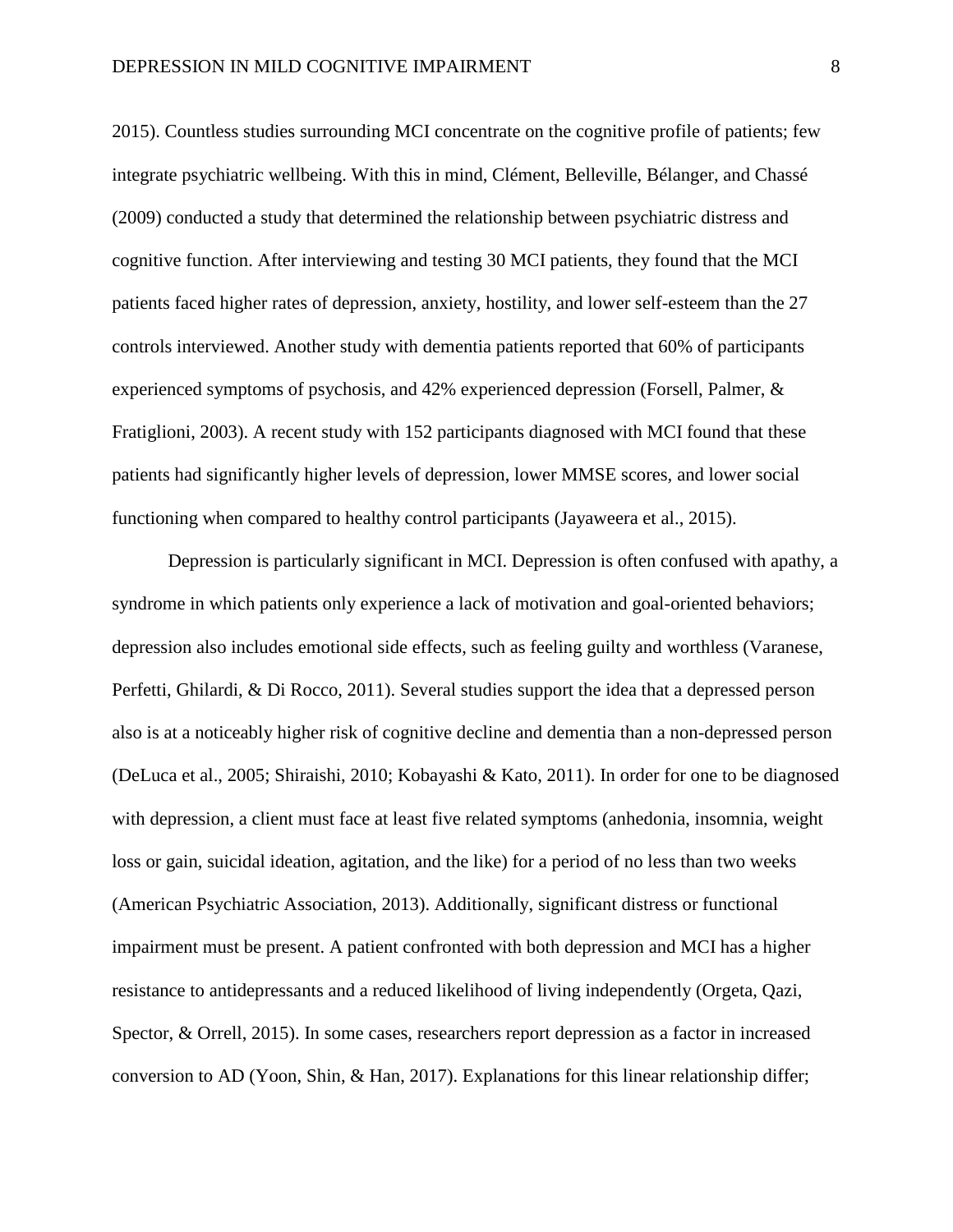2015). Countless studies surrounding MCI concentrate on the cognitive profile of patients; few integrate psychiatric wellbeing. With this in mind, Clément, Belleville, Bélanger, and Chassé (2009) conducted a study that determined the relationship between psychiatric distress and cognitive function. After interviewing and testing 30 MCI patients, they found that the MCI patients faced higher rates of depression, anxiety, hostility, and lower self-esteem than the 27 controls interviewed. Another study with dementia patients reported that 60% of participants experienced symptoms of psychosis, and 42% experienced depression (Forsell, Palmer, & Fratiglioni, 2003). A recent study with 152 participants diagnosed with MCI found that these patients had significantly higher levels of depression, lower MMSE scores, and lower social functioning when compared to healthy control participants (Jayaweera et al., 2015).

Depression is particularly significant in MCI. Depression is often confused with apathy, a syndrome in which patients only experience a lack of motivation and goal-oriented behaviors; depression also includes emotional side effects, such as feeling guilty and worthless (Varanese, Perfetti, Ghilardi, & Di Rocco, 2011). Several studies support the idea that a depressed person also is at a noticeably higher risk of cognitive decline and dementia than a non-depressed person (DeLuca et al., 2005; Shiraishi, 2010; Kobayashi & Kato, 2011). In order for one to be diagnosed with depression, a client must face at least five related symptoms (anhedonia, insomnia, weight loss or gain, suicidal ideation, agitation, and the like) for a period of no less than two weeks (American Psychiatric Association, 2013). Additionally, significant distress or functional impairment must be present. A patient confronted with both depression and MCI has a higher resistance to antidepressants and a reduced likelihood of living independently (Orgeta, Qazi, Spector, & Orrell, 2015). In some cases, researchers report depression as a factor in increased conversion to AD (Yoon, Shin, & Han, 2017). Explanations for this linear relationship differ;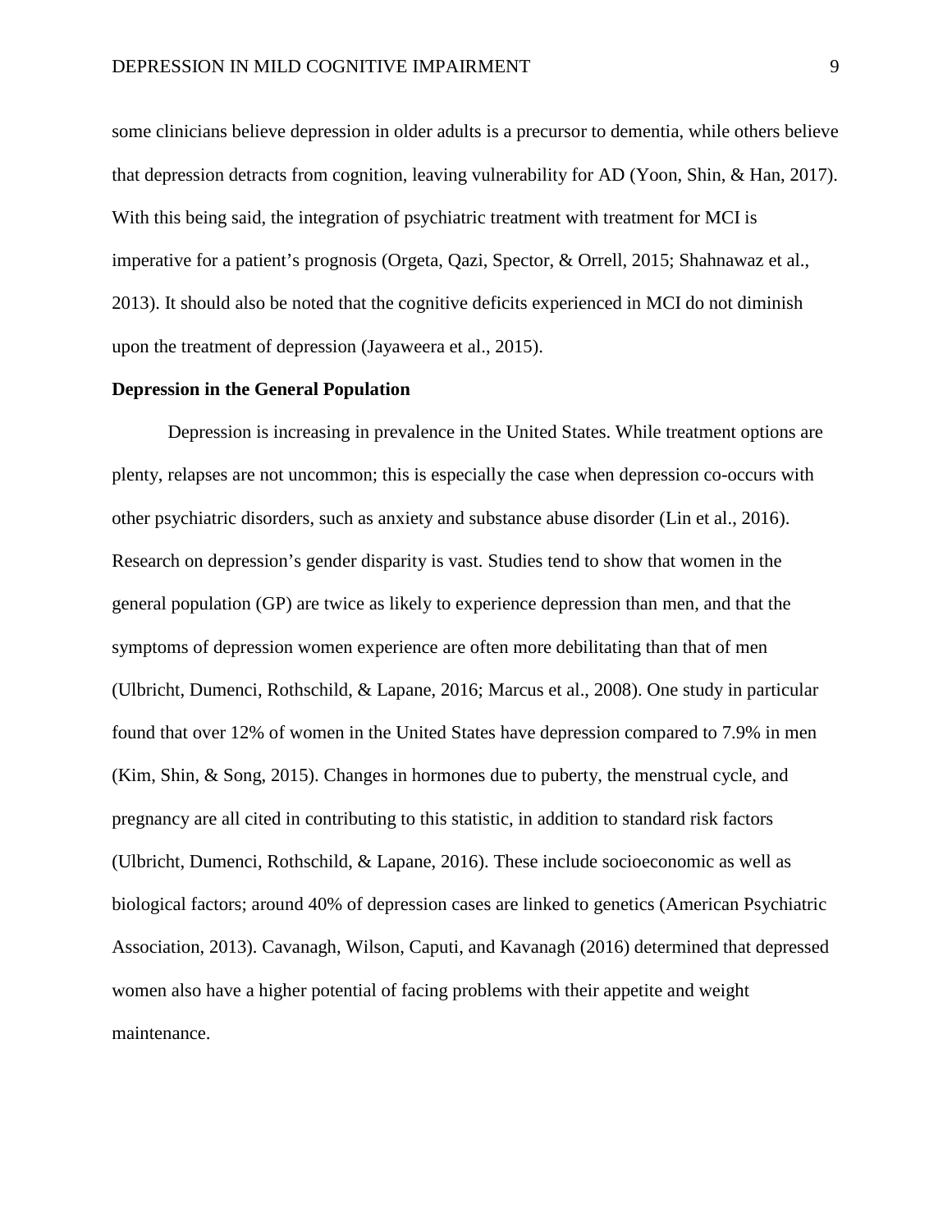some clinicians believe depression in older adults is a precursor to dementia, while others believe that depression detracts from cognition, leaving vulnerability for AD (Yoon, Shin, & Han, 2017). With this being said, the integration of psychiatric treatment with treatment for MCI is imperative for a patient's prognosis (Orgeta, Qazi, Spector, & Orrell, 2015; Shahnawaz et al., 2013). It should also be noted that the cognitive deficits experienced in MCI do not diminish upon the treatment of depression (Jayaweera et al., 2015).

**Depression in the General Population**

Depression is increasing in prevalence in the United States. While treatment options are plenty, relapses are not uncommon; this is especially the case when depression co-occurs with other psychiatric disorders, such as anxiety and substance abuse disorder (Lin et al., 2016). Research on depression's gender disparity is vast. Studies tend to show that women in the general population (GP) are twice as likely to experience depression than men, and that the symptoms of depression women experience are often more debilitating than that of men (Ulbricht, Dumenci, Rothschild, & Lapane, 2016; Marcus et al., 2008). One study in particular found that over 12% of women in the United States have depression compared to 7.9% in men (Kim, Shin, & Song, 2015). Changes in hormones due to puberty, the menstrual cycle, and pregnancy are all cited in contributing to this statistic, in addition to standard risk factors (Ulbricht, Dumenci, Rothschild, & Lapane, 2016). These include socioeconomic as well as biological factors; around 40% of depression cases are linked to genetics (American Psychiatric Association, 2013). Cavanagh, Wilson, Caputi, and Kavanagh (2016) determined that depressed women also have a higher potential of facing problems with their appetite and weight maintenance.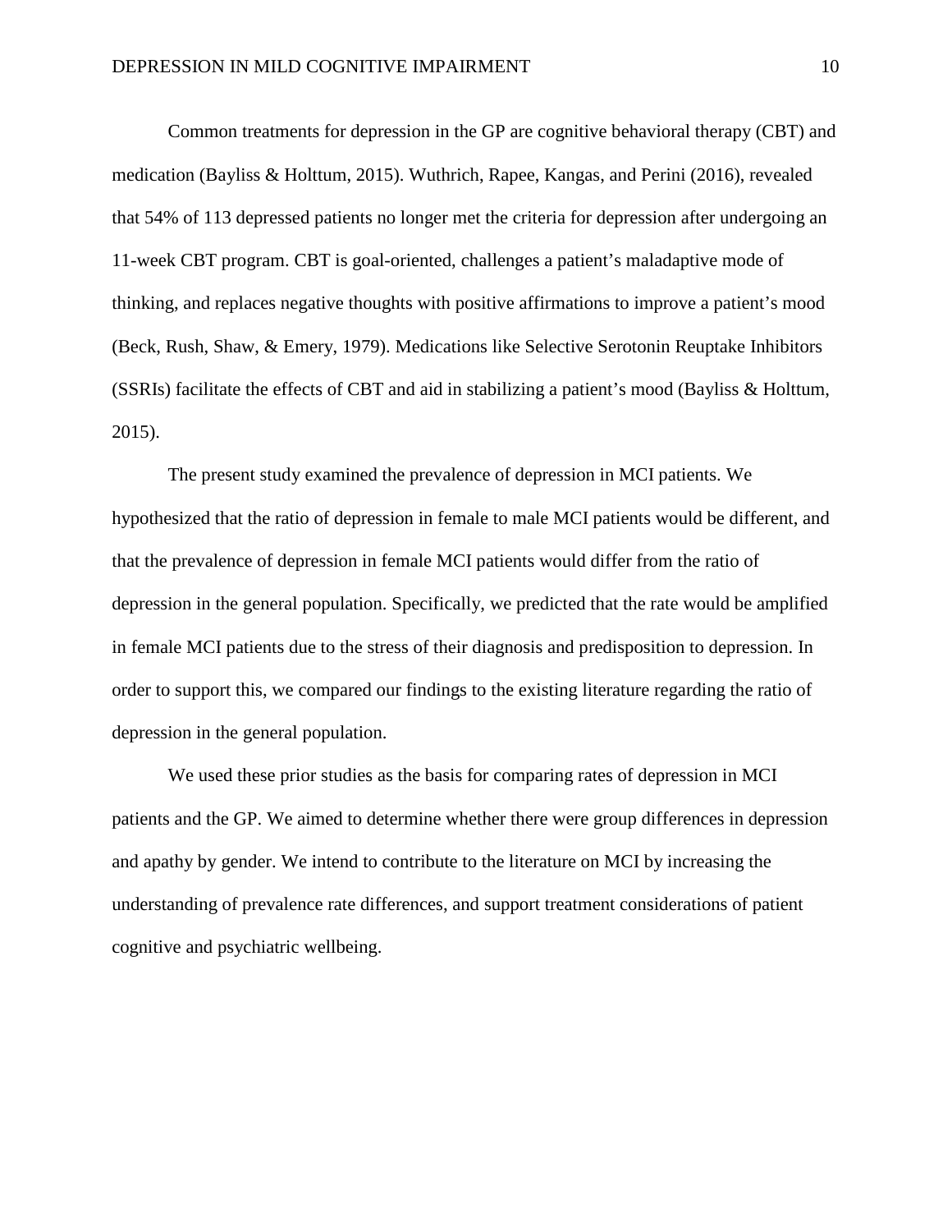Common treatments for depression in the GP are cognitive behavioral therapy (CBT) and medication (Bayliss & Holttum, 2015). Wuthrich, Rapee, Kangas, and Perini (2016), revealed that 54% of 113 depressed patients no longer met the criteria for depression after undergoing an 11-week CBT program. CBT is goal-oriented, challenges a patient's maladaptive mode of thinking, and replaces negative thoughts with positive affirmations to improve a patient's mood (Beck, Rush, Shaw, & Emery, 1979). Medications like Selective Serotonin Reuptake Inhibitors (SSRIs) facilitate the effects of CBT and aid in stabilizing a patient's mood (Bayliss & Holttum, 2015).

The present study examined the prevalence of depression in MCI patients. We hypothesized that the ratio of depression in female to male MCI patients would be different, and that the prevalence of depression in female MCI patients would differ from the ratio of depression in the general population. Specifically, we predicted that the rate would be amplified in female MCI patients due to the stress of their diagnosis and predisposition to depression. In order to support this, we compared our findings to the existing literature regarding the ratio of depression in the general population.

We used these prior studies as the basis for comparing rates of depression in MCI patients and the GP. We aimed to determine whether there were group differences in depression and apathy by gender. We intend to contribute to the literature on MCI by increasing the understanding of prevalence rate differences, and support treatment considerations of patient cognitive and psychiatric wellbeing.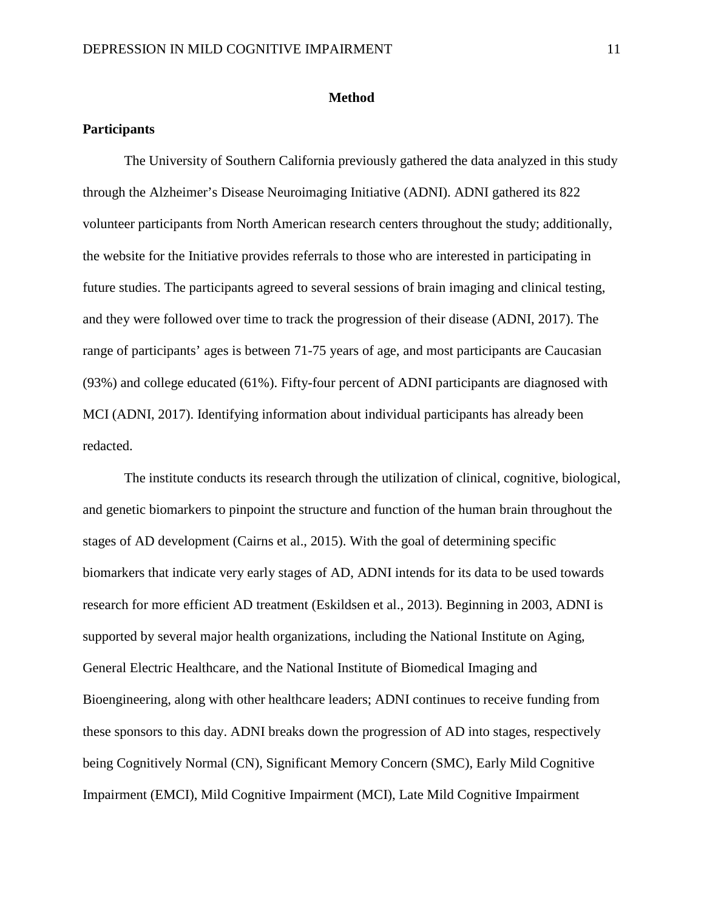# Method

## Participants

The University of Southern California previously gathered the data analyzed in this study through the Alzheimer's Disease Neuroimaging Initiative (ADNI). ADNI gathered its 822 volunteer participants from North American research centers throughout the study; additionally, the website for the Initiative provides referrals to those who are interested in participating in future studies. The participants agreed to several sessions of brain imaging and clinical testing, and they were followed over time to track the progression of their disease (ADNI, 2017). The range of participants' ages is between 71-75 years of age, and most participants are Caucasian (93%) and college educated (61%). Fifty-four percent of ADNI participants are diagnosed with MCI (ADNI, 2017). Identifying information about individual participants has already been redacted.

The institute conducts its research through the utilization of clinical, cognitive, biological, and genetic biomarkers to pinpoint the structure and function of the human brain throughout the stages of AD development (Cairns et al., 2015). With the goal of determining specific biomarkers that indicate very early stages of AD, ADNI intends for its data to be used towards research for more efficient AD treatment (Eskildsen et al., 2013). Beginning in 2003, ADNI is supported by several major health organizations, including the National Institute on Aging, General Electric Healthcare, and the National Institute of Biomedical Imaging and Bioengineering, along with other healthcare leaders; ADNI continues to receive funding from these sponsors to this day. ADNI breaks down the progression of AD into stages, respectively being Cognitively Normal (CN), Significant Memory Concern (SMC), Early Mild Cognitive Impairment (EMCI), Mild Cognitive Impairment (MCI), Late Mild Cognitive Impairment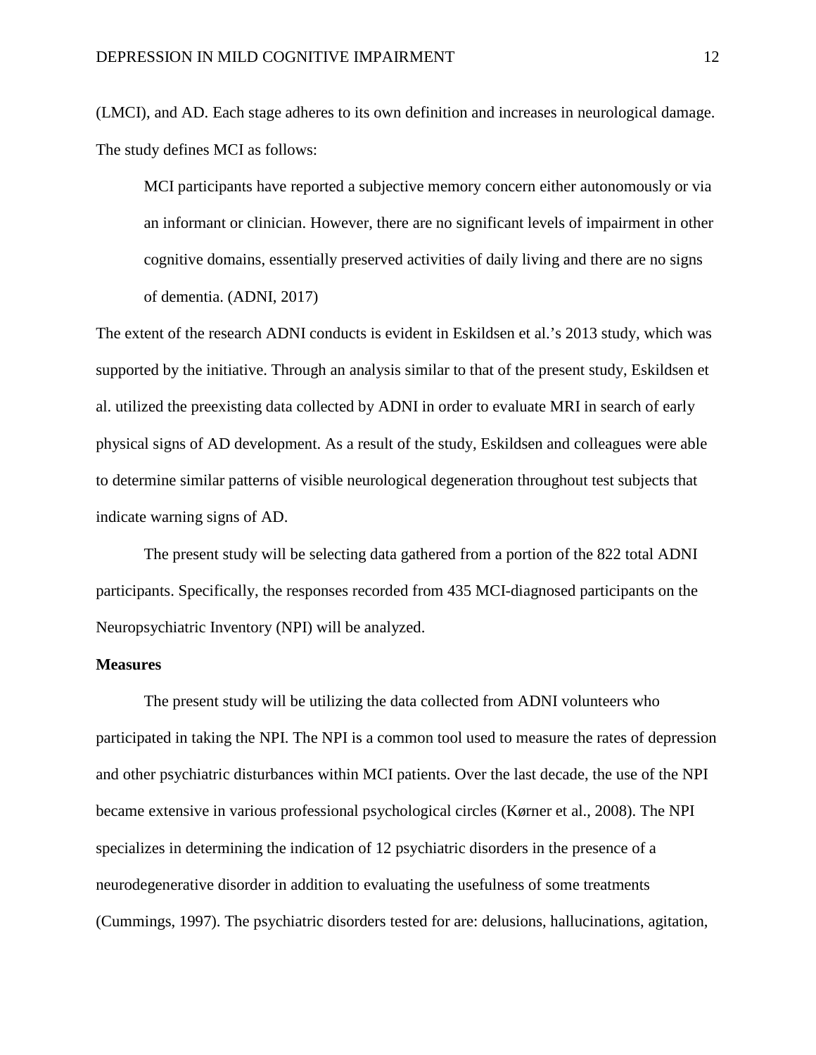(LMCI), and AD. Each stage adheres to its own definition and increases in neurological damage. The study defines MCI as follows:

> MCI participants have reported a subjective memory concern either autonomously or via an informant or clinician. However, there are no significant levels of impairment in other cognitive domains, essentially preserved activities of daily living and there are no signs of dementia. (ADNI, 2017)

The extent of the research ADNI conducts is evident in Eskildsen et al.'s 2013 study, which was supported by the initiative. Through an analysis similar to that of the present study, Eskildsen et al. utilized the preexisting data collected by ADNI in order to evaluate MRI in search of early physical signs of AD development. As a result of the study, Eskildsen and colleagues were able to determine similar patterns of visible neurological degeneration throughout test subjects that indicate warning signs of AD.

The present study will be selecting data gathered from a portion of the 822 total ADNI participants. Specifically, the responses recorded from 435 MCI-diagnosed participants on the Neuropsychiatric Inventory (NPI) will be analyzed.

**Measures**

The present study will be utilizing the data collected from ADNI volunteers who participated in taking the NPI. The NPI is a common tool used to measure the rates of depression and other psychiatric disturbances within MCI patients. Over the last decade, the use of the NPI became extensive in various professional psychological circles (Kørner et al., 2008). The NPI specializes in determining the indication of 12 psychiatric disorders in the presence of a neurodegenerative disorder in addition to evaluating the usefulness of some treatments (Cummings, 1997). The psychiatric disorders tested for are: delusions, hallucinations, agitation,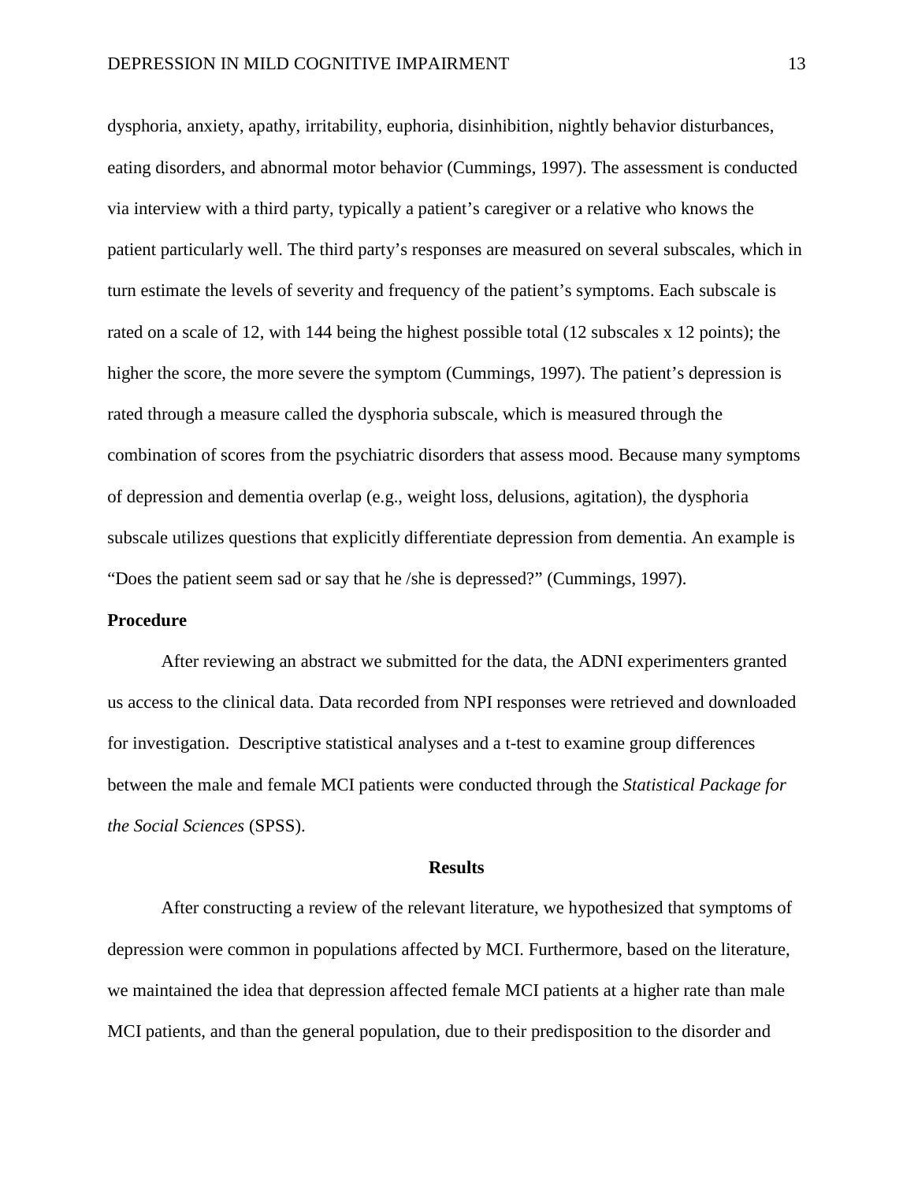dysphoria, anxiety, apathy, irritability, euphoria, disinhibition, nightly behavior disturbances, eating disorders, and abnormal motor behavior (Cummings, 1997). The assessment is conducted via interview with a third party, typically a patient's caregiver or a relative who knows the patient particularly well. The third party's responses are measured on several subscales, which in turn estimate the levels of severity and frequency of the patient's symptoms. Each subscale is rated on a scale of 12, with 144 being the highest possible total (12 subscales x 12 points); the higher the score, the more severe the symptom (Cummings, 1997). The patient's depression is rated through a measure called the dysphoria subscale, which is measured through the combination of scores from the psychiatric disorders that assess mood. Because many symptoms of depression and dementia overlap (e.g., weight loss, delusions, agitation), the dysphoria subscale utilizes questions that explicitly differentiate depression from dementia. An example is "Does the patient seem sad or say that he /she is depressed?" (Cummings, 1997).

### Procedure

After reviewing an abstract we submitted for the data, the ADNI experimenters granted us access to the clinical data. Data recorded from NPI responses were retrieved and downloaded for investigation. Descriptive statistical analyses and a t-test to examine group differences between the male and female MCI patients were conducted through the *Statistical Package for the Social Sciences* (SPSS).

## Results

After constructing a review of the relevant literature, we hypothesized that symptoms of depression were common in populations affected by MCI. Furthermore, based on the literature, we maintained the idea that depression affected female MCI patients at a higher rate than male MCI patients, and than the general population, due to their predisposition to the disorder and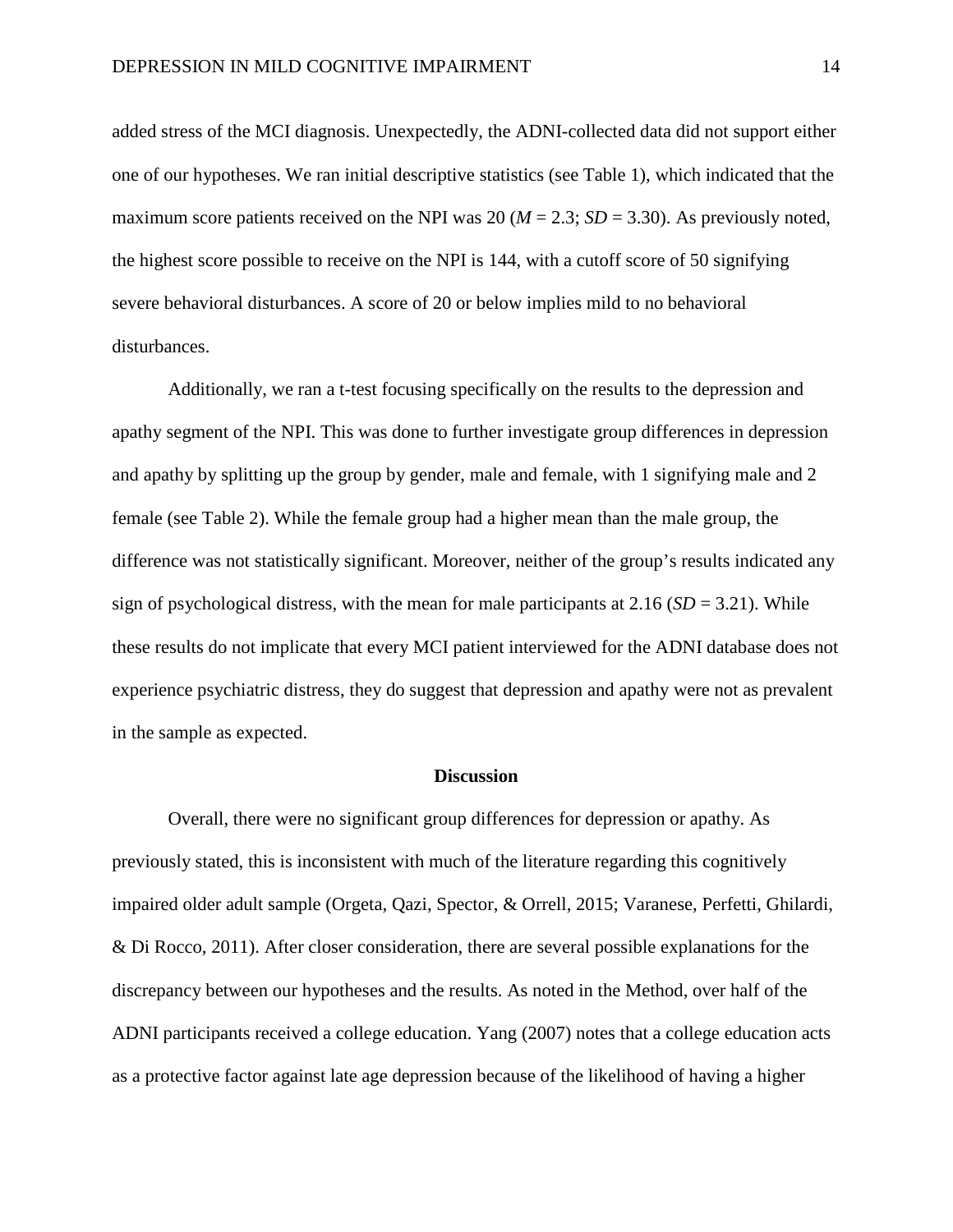added stress of the MCI diagnosis. Unexpectedly, the ADNI-collected data did not support either one of our hypotheses. We ran initial descriptive statistics (see Table 1), which indicated that the maximum score patients received on the NPI was 20 ($M$ = 2.3; $SD$ = 3.30). As previously noted, the highest score possible to receive on the NPI is 144, with a cutoff score of 50 signifying severe behavioral disturbances. A score of 20 or below implies mild to no behavioral disturbances.

Additionally, we ran a t-test focusing specifically on the results to the depression and apathy segment of the NPI. This was done to further investigate group differences in depression and apathy by splitting up the group by gender, male and female, with 1 signifying male and 2 female (see Table 2). While the female group had a higher mean than the male group, the difference was not statistically significant. Moreover, neither of the group's results indicated any sign of psychological distress, with the mean for male participants at 2.16 ($SD$ = 3.21). While these results do not implicate that every MCI patient interviewed for the ADNI database does not experience psychiatric distress, they do suggest that depression and apathy were not as prevalent in the sample as expected.

## Discussion

Overall, there were no significant group differences for depression or apathy. As previously stated, this is inconsistent with much of the literature regarding this cognitively impaired older adult sample (Orgeta, Qazi, Spector, & Orrell, 2015; Varanese, Perfetti, Ghilardi, & Di Rocco, 2011). After closer consideration, there are several possible explanations for the discrepancy between our hypotheses and the results. As noted in the Method, over half of the ADNI participants received a college education. Yang (2007) notes that a college education acts as a protective factor against late age depression because of the likelihood of having a higher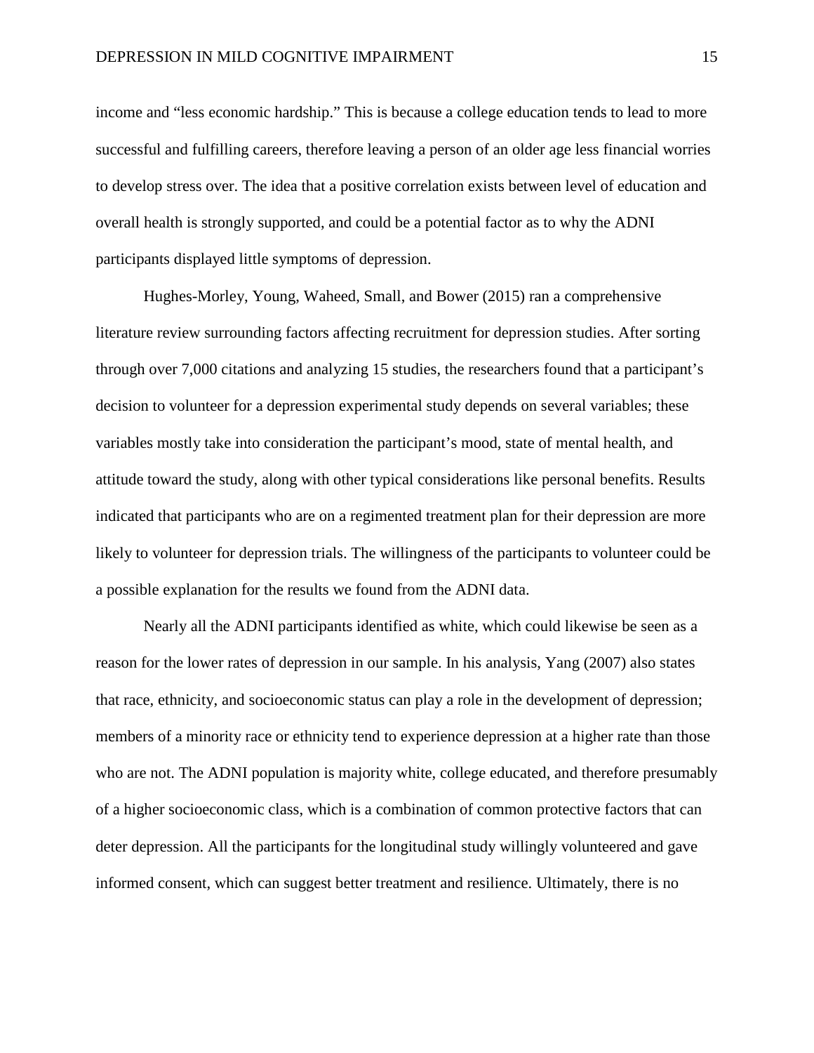income and "less economic hardship." This is because a college education tends to lead to more successful and fulfilling careers, therefore leaving a person of an older age less financial worries to develop stress over. The idea that a positive correlation exists between level of education and overall health is strongly supported, and could be a potential factor as to why the ADNI participants displayed little symptoms of depression.

Hughes-Morley, Young, Waheed, Small, and Bower (2015) ran a comprehensive literature review surrounding factors affecting recruitment for depression studies. After sorting through over 7,000 citations and analyzing 15 studies, the researchers found that a participant's decision to volunteer for a depression experimental study depends on several variables; these variables mostly take into consideration the participant's mood, state of mental health, and attitude toward the study, along with other typical considerations like personal benefits. Results indicated that participants who are on a regimented treatment plan for their depression are more likely to volunteer for depression trials. The willingness of the participants to volunteer could be a possible explanation for the results we found from the ADNI data.

Nearly all the ADNI participants identified as white, which could likewise be seen as a reason for the lower rates of depression in our sample. In his analysis, Yang (2007) also states that race, ethnicity, and socioeconomic status can play a role in the development of depression; members of a minority race or ethnicity tend to experience depression at a higher rate than those who are not. The ADNI population is majority white, college educated, and therefore presumably of a higher socioeconomic class, which is a combination of common protective factors that can deter depression. All the participants for the longitudinal study willingly volunteered and gave informed consent, which can suggest better treatment and resilience. Ultimately, there is no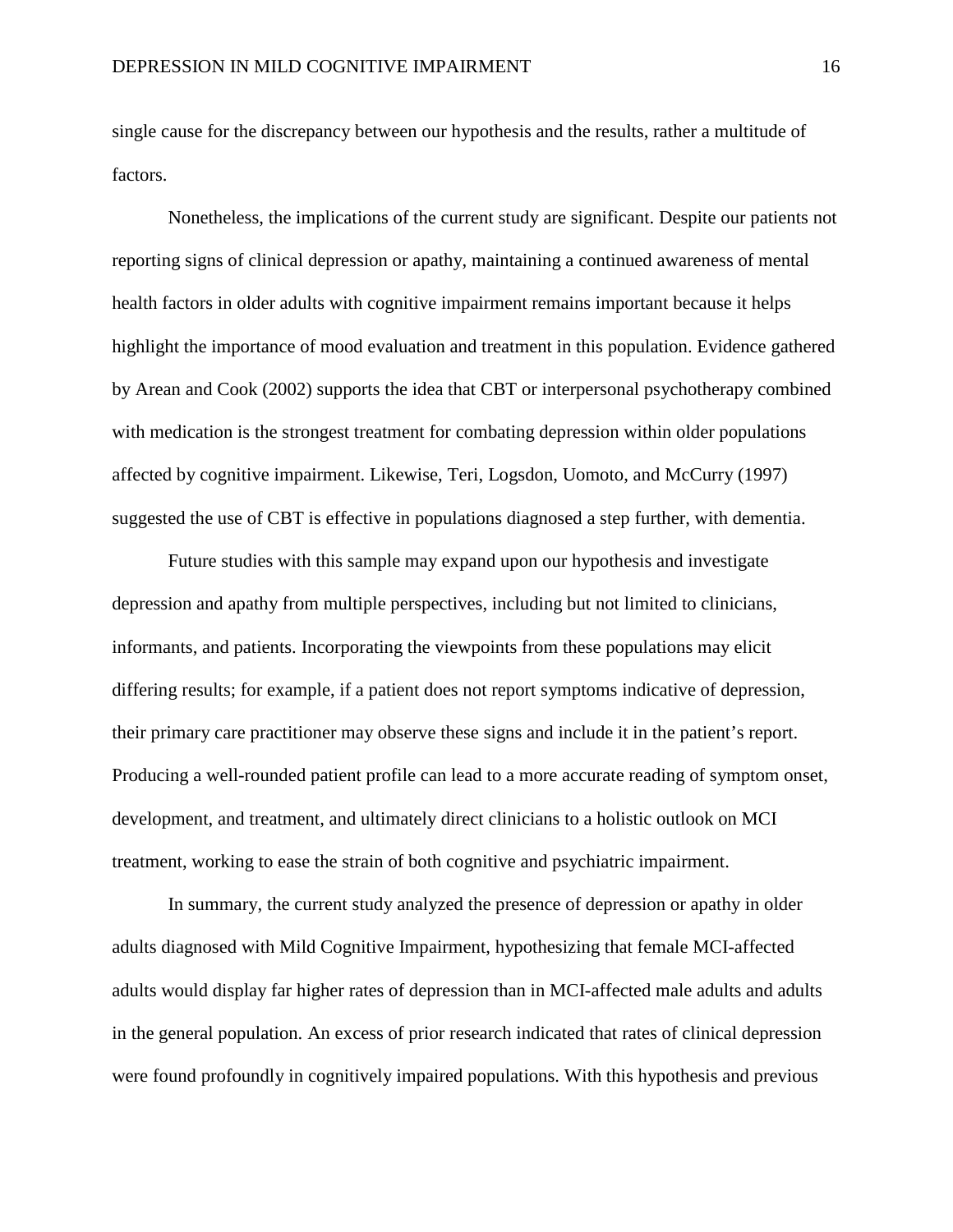single cause for the discrepancy between our hypothesis and the results, rather a multitude of factors.

Nonetheless, the implications of the current study are significant. Despite our patients not reporting signs of clinical depression or apathy, maintaining a continued awareness of mental health factors in older adults with cognitive impairment remains important because it helps highlight the importance of mood evaluation and treatment in this population. Evidence gathered by Arean and Cook (2002) supports the idea that CBT or interpersonal psychotherapy combined with medication is the strongest treatment for combating depression within older populations affected by cognitive impairment. Likewise, Teri, Logsdon, Uomoto, and McCurry (1997) suggested the use of CBT is effective in populations diagnosed a step further, with dementia.

Future studies with this sample may expand upon our hypothesis and investigate depression and apathy from multiple perspectives, including but not limited to clinicians, informants, and patients. Incorporating the viewpoints from these populations may elicit differing results; for example, if a patient does not report symptoms indicative of depression, their primary care practitioner may observe these signs and include it in the patient's report. Producing a well-rounded patient profile can lead to a more accurate reading of symptom onset, development, and treatment, and ultimately direct clinicians to a holistic outlook on MCI treatment, working to ease the strain of both cognitive and psychiatric impairment.

In summary, the current study analyzed the presence of depression or apathy in older adults diagnosed with Mild Cognitive Impairment, hypothesizing that female MCI-affected adults would display far higher rates of depression than in MCI-affected male adults and adults in the general population. An excess of prior research indicated that rates of clinical depression were found profoundly in cognitively impaired populations. With this hypothesis and previous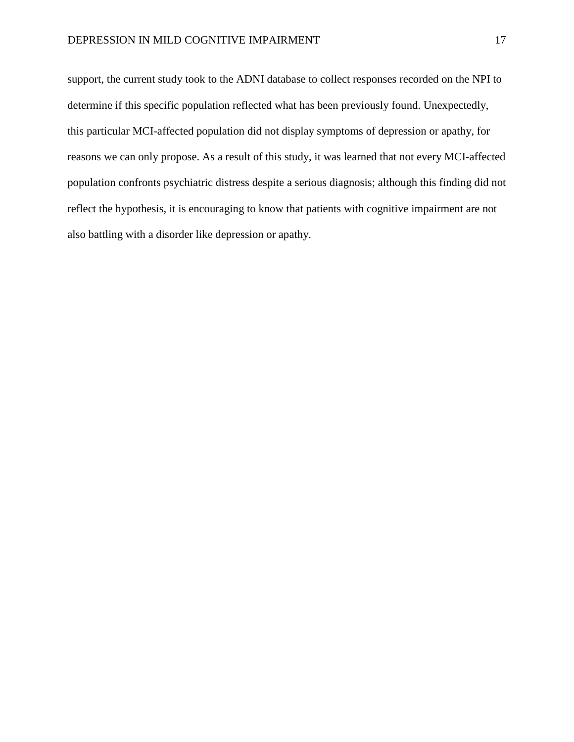support, the current study took to the ADNI database to collect responses recorded on the NPI to determine if this specific population reflected what has been previously found. Unexpectedly, this particular MCI-affected population did not display symptoms of depression or apathy, for reasons we can only propose. As a result of this study, it was learned that not every MCI-affected population confronts psychiatric distress despite a serious diagnosis; although this finding did not reflect the hypothesis, it is encouraging to know that patients with cognitive impairment are not also battling with a disorder like depression or apathy.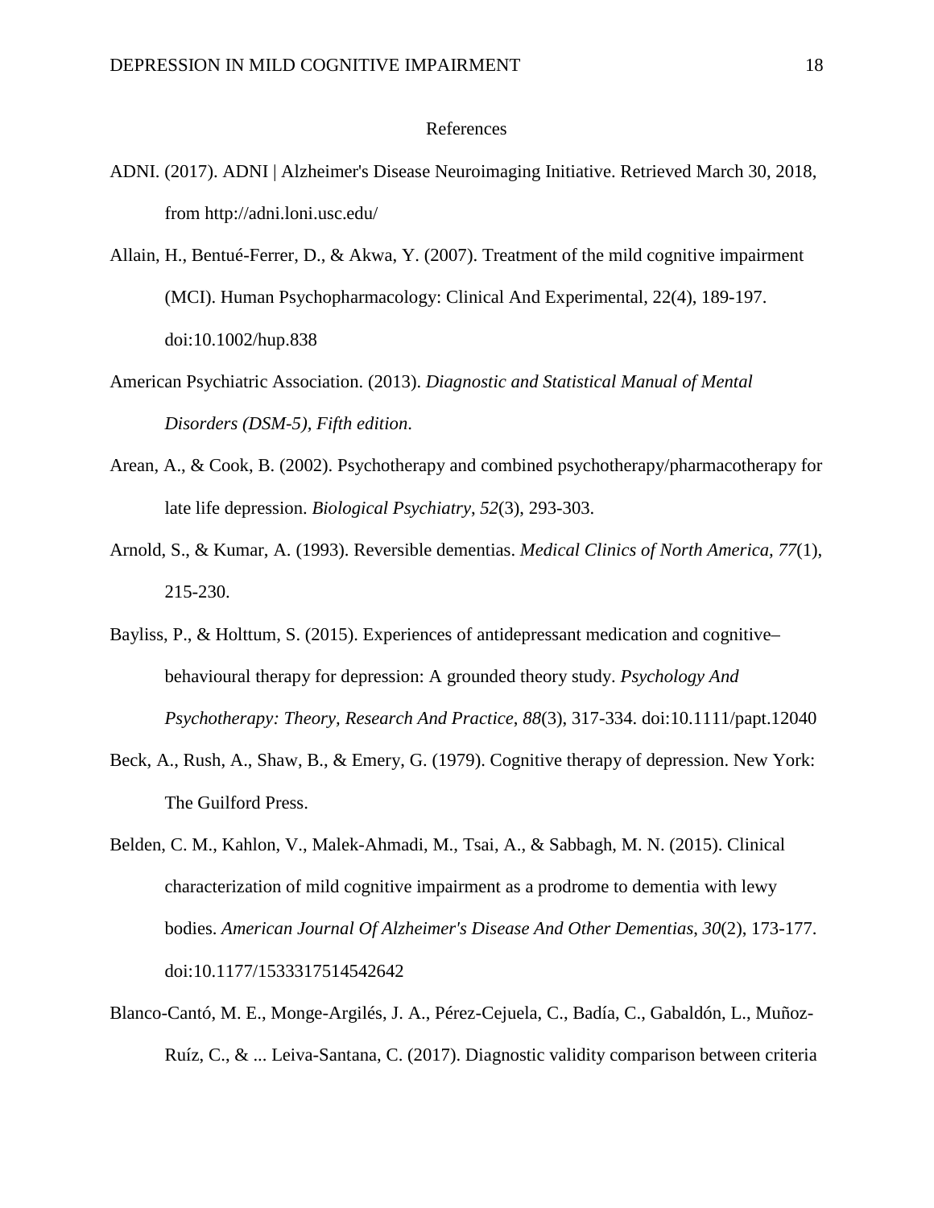# References

ADNI. (2017). ADNI | Alzheimer's Disease Neuroimaging Initiative. Retrieved March 30, 2018, from http://adni.loni.usc.edu/

Allain, H., Bentué-Ferrer, D., & Akwa, Y. (2007). Treatment of the mild cognitive impairment (MCI). Human Psychopharmacology: Clinical And Experimental, 22(4), 189-197. doi:10.1002/hup.838

American Psychiatric Association. (2013). *Diagnostic and Statistical Manual of Mental Disorders (DSM-5), Fifth edition*.

Arean, A., & Cook, B. (2002). Psychotherapy and combined psychotherapy/pharmacotherapy for late life depression. *Biological Psychiatry*, *52*(3), 293-303.

Arnold, S., & Kumar, A. (1993). Reversible dementias. *Medical Clinics of North America, 77*(1), 215-230.

Bayliss, P., & Holttum, S. (2015). Experiences of antidepressant medication and cognitive–behavioural therapy for depression: A grounded theory study. *Psychology And Psychotherapy: Theory, Research And Practice*, *88*(3), 317-334. doi:10.1111/papt.12040

Beck, A., Rush, A., Shaw, B., & Emery, G. (1979). Cognitive therapy of depression. New York: The Guilford Press.

Belden, C. M., Kahlon, V., Malek-Ahmadi, M., Tsai, A., & Sabbagh, M. N. (2015). Clinical characterization of mild cognitive impairment as a prodrome to dementia with lewy bodies. *American Journal Of Alzheimer's Disease And Other Dementias*, *30*(2), 173-177. doi:10.1177/1533317514542642

Blanco-Cantó, M. E., Monge-Argilés, J. A., Pérez-Cejuela, C., Badía, C., Gabaldón, L., Muñoz-Ruíz, C., & ... Leiva-Santana, C. (2017). Diagnostic validity comparison between criteria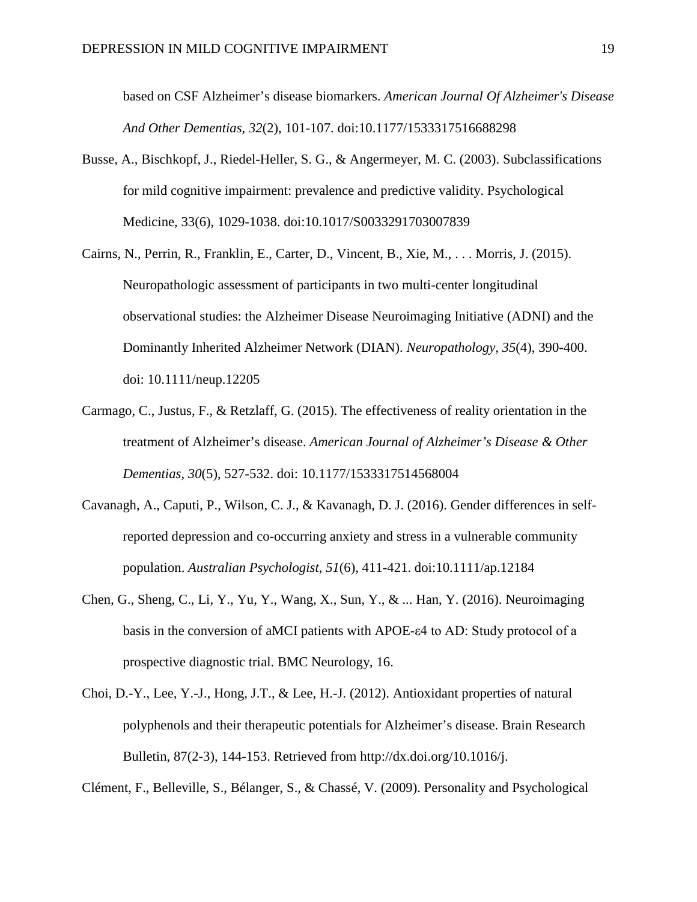based on CSF Alzheimer's disease biomarkers. *American Journal Of Alzheimer's Disease And Other Dementias*, *32*(2), 101-107. doi:10.1177/1533317516688298

Busse, A., Bischkopf, J., Riedel-Heller, S. G., & Angermeyer, M. C. (2003). Subclassifications for mild cognitive impairment: prevalence and predictive validity. Psychological Medicine, 33(6), 1029-1038. doi:10.1017/S0033291703007839

Cairns, N., Perrin, R., Franklin, E., Carter, D., Vincent, B., Xie, M., . . . Morris, J. (2015). Neuropathologic assessment of participants in two multi-center longitudinal observational studies: the Alzheimer Disease Neuroimaging Initiative (ADNI) and the Dominantly Inherited Alzheimer Network (DIAN). *Neuropathology, 35*(4), 390-400. doi: 10.1111/neup.12205

Carmago, C., Justus, F., & Retzlaff, G. (2015). The effectiveness of reality orientation in the treatment of Alzheimer's disease. *American Journal of Alzheimer's Disease & Other Dementias, 30*(5), 527-532. doi: 10.1177/1533317514568004

Cavanagh, A., Caputi, P., Wilson, C. J., & Kavanagh, D. J. (2016). Gender differences in self-reported depression and co-occurring anxiety and stress in a vulnerable community population. *Australian Psychologist*, *51*(6), 411-421. doi:10.1111/ap.12184

Chen, G., Sheng, C., Li, Y., Yu, Y., Wang, X., Sun, Y., & ... Han, Y. (2016). Neuroimaging basis in the conversion of aMCI patients with APOE-ε4 to AD: Study protocol of a prospective diagnostic trial. BMC Neurology, 16.

Choi, D.-Y., Lee, Y.-J., Hong, J.T., & Lee, H.-J. (2012). Antioxidant properties of natural polyphenols and their therapeutic potentials for Alzheimer's disease. Brain Research Bulletin, 87(2-3), 144-153. Retrieved from http://dx.doi.org/10.1016/j.

Clément, F., Belleville, S., Bélanger, S., & Chassé, V. (2009). Personality and Psychological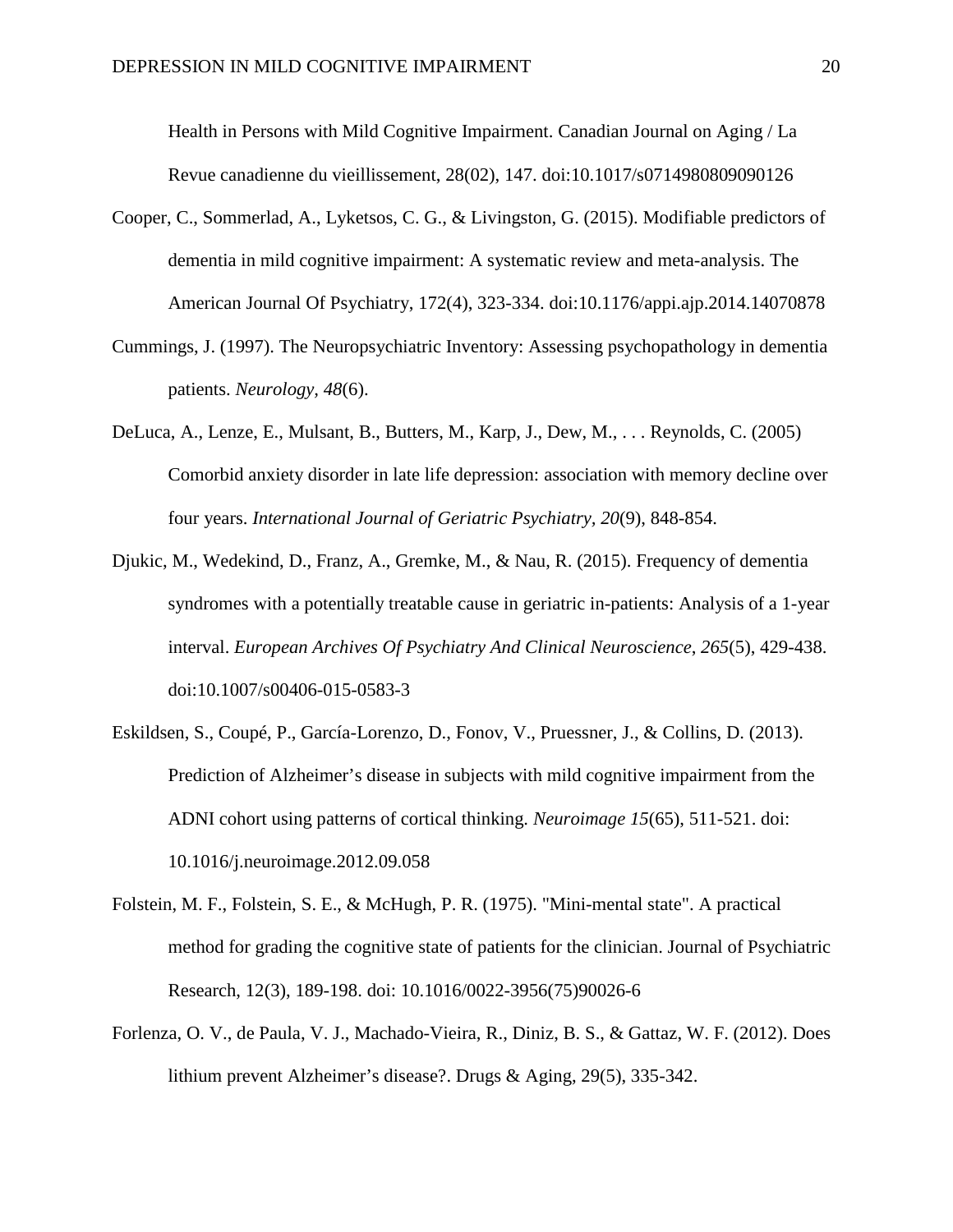Health in Persons with Mild Cognitive Impairment. Canadian Journal on Aging / La Revue canadienne du vieillissement, 28(02), 147. doi:10.1017/s0714980809090126

Cooper, C., Sommerlad, A., Lyketsos, C. G., & Livingston, G. (2015). Modifiable predictors of dementia in mild cognitive impairment: A systematic review and meta-analysis. The American Journal Of Psychiatry, 172(4), 323-334. doi:10.1176/appi.ajp.2014.14070878

Cummings, J. (1997). The Neuropsychiatric Inventory: Assessing psychopathology in dementia patients. *Neurology, 48*(6).

DeLuca, A., Lenze, E., Mulsant, B., Butters, M., Karp, J., Dew, M., . . . Reynolds, C. (2005) Comorbid anxiety disorder in late life depression: association with memory decline over four years. *International Journal of Geriatric Psychiatry, 20*(9), 848-854.

Djukic, M., Wedekind, D., Franz, A., Gremke, M., & Nau, R. (2015). Frequency of dementia syndromes with a potentially treatable cause in geriatric in-patients: Analysis of a 1-year interval. *European Archives Of Psychiatry And Clinical Neuroscience*, *265*(5), 429-438. doi:10.1007/s00406-015-0583-3

Eskildsen, S., Coupé, P., García-Lorenzo, D., Fonov, V., Pruessner, J., & Collins, D. (2013). Prediction of Alzheimer's disease in subjects with mild cognitive impairment from the ADNI cohort using patterns of cortical thinking. *Neuroimage 15*(65), 511-521. doi: 10.1016/j.neuroimage.2012.09.058

Folstein, M. F., Folstein, S. E., & McHugh, P. R. (1975). "Mini-mental state". A practical method for grading the cognitive state of patients for the clinician. Journal of Psychiatric Research, 12(3), 189-198. doi: 10.1016/0022-3956(75)90026-6

Forlenza, O. V., de Paula, V. J., Machado-Vieira, R., Diniz, B. S., & Gattaz, W. F. (2012). Does lithium prevent Alzheimer's disease?. Drugs & Aging, 29(5), 335-342.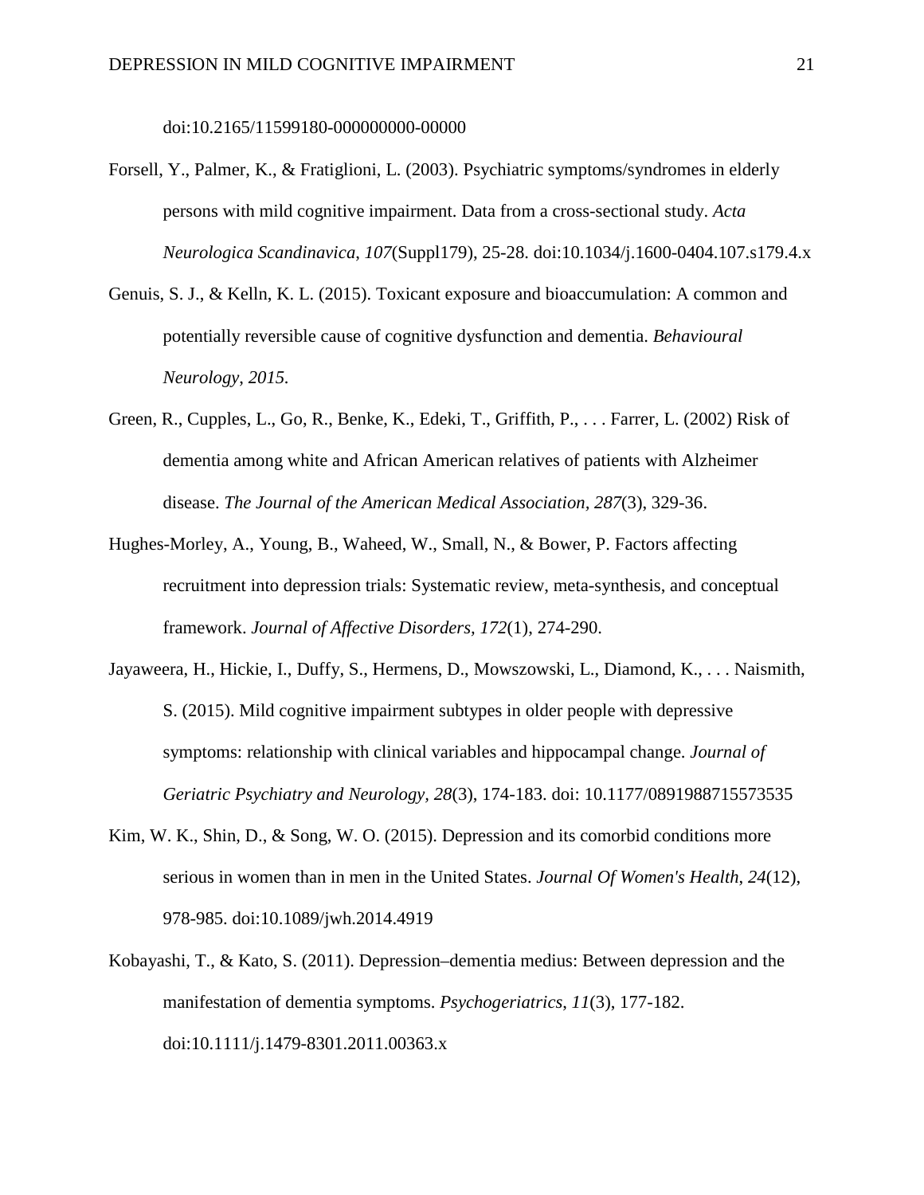doi:10.2165/11599180-000000000-00000

Forsell, Y., Palmer, K., & Fratiglioni, L. (2003). Psychiatric symptoms/syndromes in elderly persons with mild cognitive impairment. Data from a cross-sectional study. *Acta Neurologica Scandinavica*, *107*(Suppl179), 25-28. doi:10.1034/j.1600-0404.107.s179.4.x

Genuis, S. J., & Kelln, K. L. (2015). Toxicant exposure and bioaccumulation: A common and potentially reversible cause of cognitive dysfunction and dementia. *Behavioural Neurology*, *2015*.

Green, R., Cupples, L., Go, R., Benke, K., Edeki, T., Griffith, P., . . . Farrer, L. (2002) Risk of dementia among white and African American relatives of patients with Alzheimer disease. *The Journal of the American Medical Association*, *287*(3), 329-36.

Hughes-Morley, A., Young, B., Waheed, W., Small, N., & Bower, P. Factors affecting recruitment into depression trials: Systematic review, meta-synthesis, and conceptual framework. *Journal of Affective Disorders, 172*(1), 274-290.

Jayaweera, H., Hickie, I., Duffy, S., Hermens, D., Mowszowski, L., Diamond, K., . . . Naismith, S. (2015). Mild cognitive impairment subtypes in older people with depressive symptoms: relationship with clinical variables and hippocampal change. *Journal of Geriatric Psychiatry and Neurology*, *28*(3), 174-183. doi: 10.1177/0891988715573535

Kim, W. K., Shin, D., & Song, W. O. (2015). Depression and its comorbid conditions more serious in women than in men in the United States. *Journal Of Women's Health*, *24*(12), 978-985. doi:10.1089/jwh.2014.4919

Kobayashi, T., & Kato, S. (2011). Depression–dementia medius: Between depression and the manifestation of dementia symptoms. *Psychogeriatrics*, *11*(3), 177-182. doi:10.1111/j.1479-8301.2011.00363.x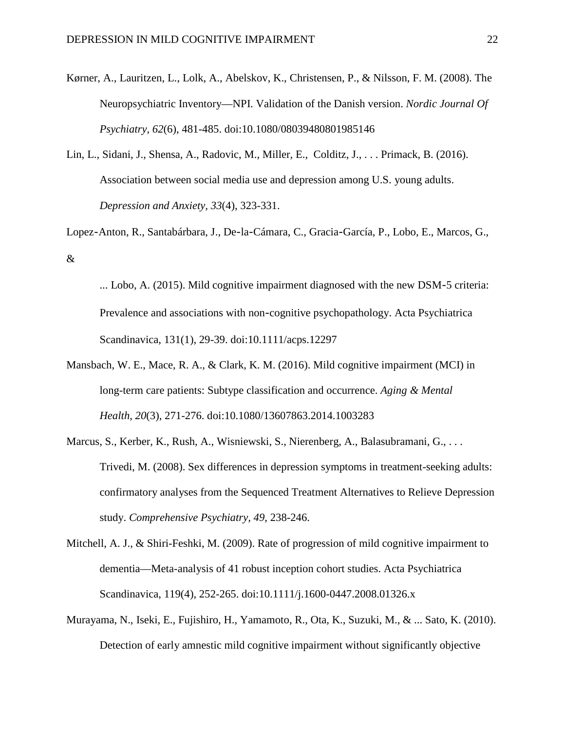Kørner, A., Lauritzen, L., Lolk, A., Abelskov, K., Christensen, P., & Nilsson, F. M. (2008). The Neuropsychiatric Inventory—NPI. Validation of the Danish version. *Nordic Journal Of Psychiatry*, *62*(6), 481-485. doi:10.1080/08039480801985146

Lin, L., Sidani, J., Shensa, A., Radovic, M., Miller, E., Colditz, J., . . . Primack, B. (2016). Association between social media use and depression among U.S. young adults. *Depression and Anxiety, 33*(4), 323-331.

Lopez‐Anton, R., Santabárbara, J., De‐la‐Cámara, C., Gracia‐García, P., Lobo, E., Marcos, G., &

... Lobo, A. (2015). Mild cognitive impairment diagnosed with the new DSM‐5 criteria: Prevalence and associations with non‐cognitive psychopathology. Acta Psychiatrica Scandinavica, 131(1), 29-39. doi:10.1111/acps.12297

Mansbach, W. E., Mace, R. A., & Clark, K. M. (2016). Mild cognitive impairment (MCI) in long-term care patients: Subtype classification and occurrence. *Aging & Mental Health*, *20*(3), 271-276. doi:10.1080/13607863.2014.1003283

Marcus, S., Kerber, K., Rush, A., Wisniewski, S., Nierenberg, A., Balasubramani, G., . . . Trivedi, M. (2008). Sex differences in depression symptoms in treatment-seeking adults: confirmatory analyses from the Sequenced Treatment Alternatives to Relieve Depression study. *Comprehensive Psychiatry, 49*, 238-246.

Mitchell, A. J., & Shiri-Feshki, M. (2009). Rate of progression of mild cognitive impairment to dementia—Meta-analysis of 41 robust inception cohort studies. Acta Psychiatrica Scandinavica, 119(4), 252-265. doi:10.1111/j.1600-0447.2008.01326.x

Murayama, N., Iseki, E., Fujishiro, H., Yamamoto, R., Ota, K., Suzuki, M., & ... Sato, K. (2010). Detection of early amnestic mild cognitive impairment without significantly objective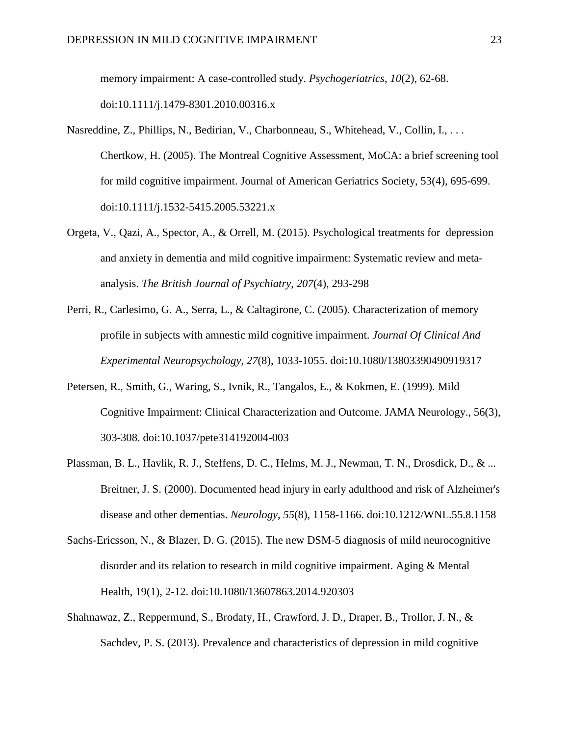memory impairment: A case-controlled study. *Psychogeriatrics*, *10*(2), 62-68. doi:10.1111/j.1479-8301.2010.00316.x

Nasreddine, Z., Phillips, N., Bedirian, V., Charbonneau, S., Whitehead, V., Collin, I., . . . Chertkow, H. (2005). The Montreal Cognitive Assessment, MoCA: a brief screening tool for mild cognitive impairment. Journal of American Geriatrics Society, 53(4), 695-699. doi:10.1111/j.1532-5415.2005.53221.x

Orgeta, V., Qazi, A., Spector, A., & Orrell, M. (2015). Psychological treatments for depression and anxiety in dementia and mild cognitive impairment: Systematic review and meta-analysis. *The British Journal of Psychiatry, 207*(4), 293-298

Perri, R., Carlesimo, G. A., Serra, L., & Caltagirone, C. (2005). Characterization of memory profile in subjects with amnestic mild cognitive impairment. *Journal Of Clinical And Experimental Neuropsychology*, *27*(8), 1033-1055. doi:10.1080/13803390490919317

Petersen, R., Smith, G., Waring, S., Ivnik, R., Tangalos, E., & Kokmen, E. (1999). Mild Cognitive Impairment: Clinical Characterization and Outcome. JAMA Neurology., 56(3), 303-308. doi:10.1037/pete314192004-003

Plassman, B. L., Havlik, R. J., Steffens, D. C., Helms, M. J., Newman, T. N., Drosdick, D., & ... Breitner, J. S. (2000). Documented head injury in early adulthood and risk of Alzheimer's disease and other dementias. *Neurology*, *55*(8), 1158-1166. doi:10.1212/WNL.55.8.1158

Sachs-Ericsson, N., & Blazer, D. G. (2015). The new DSM-5 diagnosis of mild neurocognitive disorder and its relation to research in mild cognitive impairment. Aging & Mental Health, 19(1), 2-12. doi:10.1080/13607863.2014.920303

Shahnawaz, Z., Reppermund, S., Brodaty, H., Crawford, J. D., Draper, B., Trollor, J. N., & Sachdev, P. S. (2013). Prevalence and characteristics of depression in mild cognitive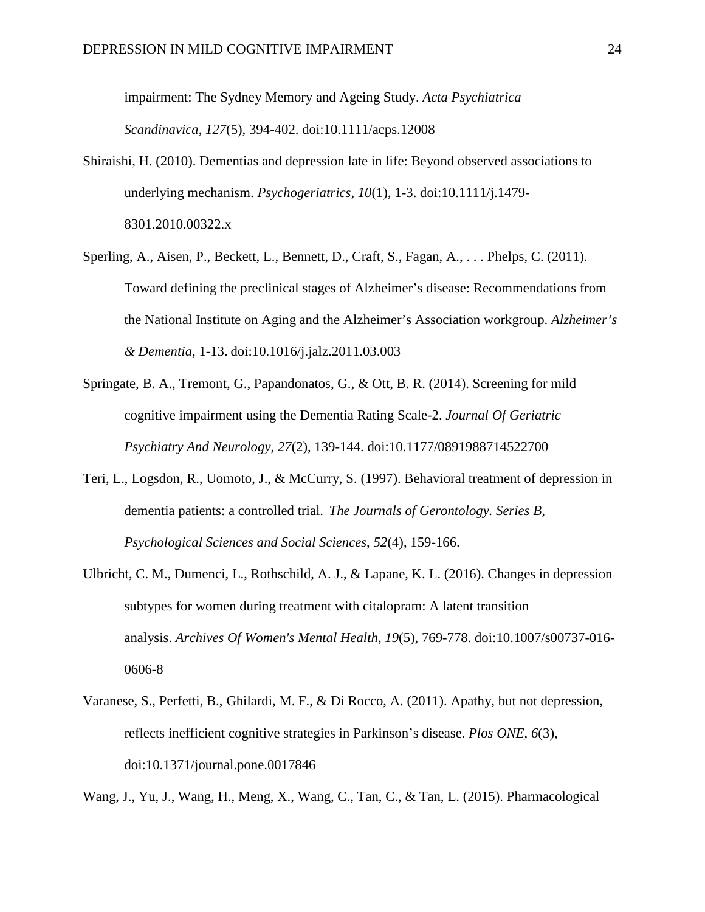impairment: The Sydney Memory and Ageing Study. *Acta Psychiatrica Scandinavica*, *127*(5), 394-402. doi:10.1111/acps.12008

Shiraishi, H. (2010). Dementias and depression late in life: Beyond observed associations to underlying mechanism. *Psychogeriatrics*, *10*(1), 1-3. doi:10.1111/j.1479-8301.2010.00322.x

Sperling, A., Aisen, P., Beckett, L., Bennett, D., Craft, S., Fagan, A., . . . Phelps, C. (2011). Toward defining the preclinical stages of Alzheimer's disease: Recommendations from the National Institute on Aging and the Alzheimer's Association workgroup. *Alzheimer's & Dementia,* 1-13. doi:10.1016/j.jalz.2011.03.003

Springate, B. A., Tremont, G., Papandonatos, G., & Ott, B. R. (2014). Screening for mild cognitive impairment using the Dementia Rating Scale-2. *Journal Of Geriatric Psychiatry And Neurology*, *27*(2), 139-144. doi:10.1177/0891988714522700

Teri, L., Logsdon, R., Uomoto, J., & McCurry, S. (1997). Behavioral treatment of depression in dementia patients: a controlled trial. *The Journals of Gerontology. Series B, Psychological Sciences and Social Sciences*, *52*(4), 159-166.

Ulbricht, C. M., Dumenci, L., Rothschild, A. J., & Lapane, K. L. (2016). Changes in depression subtypes for women during treatment with citalopram: A latent transition analysis. *Archives Of Women's Mental Health*, *19*(5), 769-778. doi:10.1007/s00737-016-0606-8

Varanese, S., Perfetti, B., Ghilardi, M. F., & Di Rocco, A. (2011). Apathy, but not depression, reflects inefficient cognitive strategies in Parkinson's disease. *Plos ONE*, *6*(3), doi:10.1371/journal.pone.0017846

Wang, J., Yu, J., Wang, H., Meng, X., Wang, C., Tan, C., & Tan, L. (2015). Pharmacological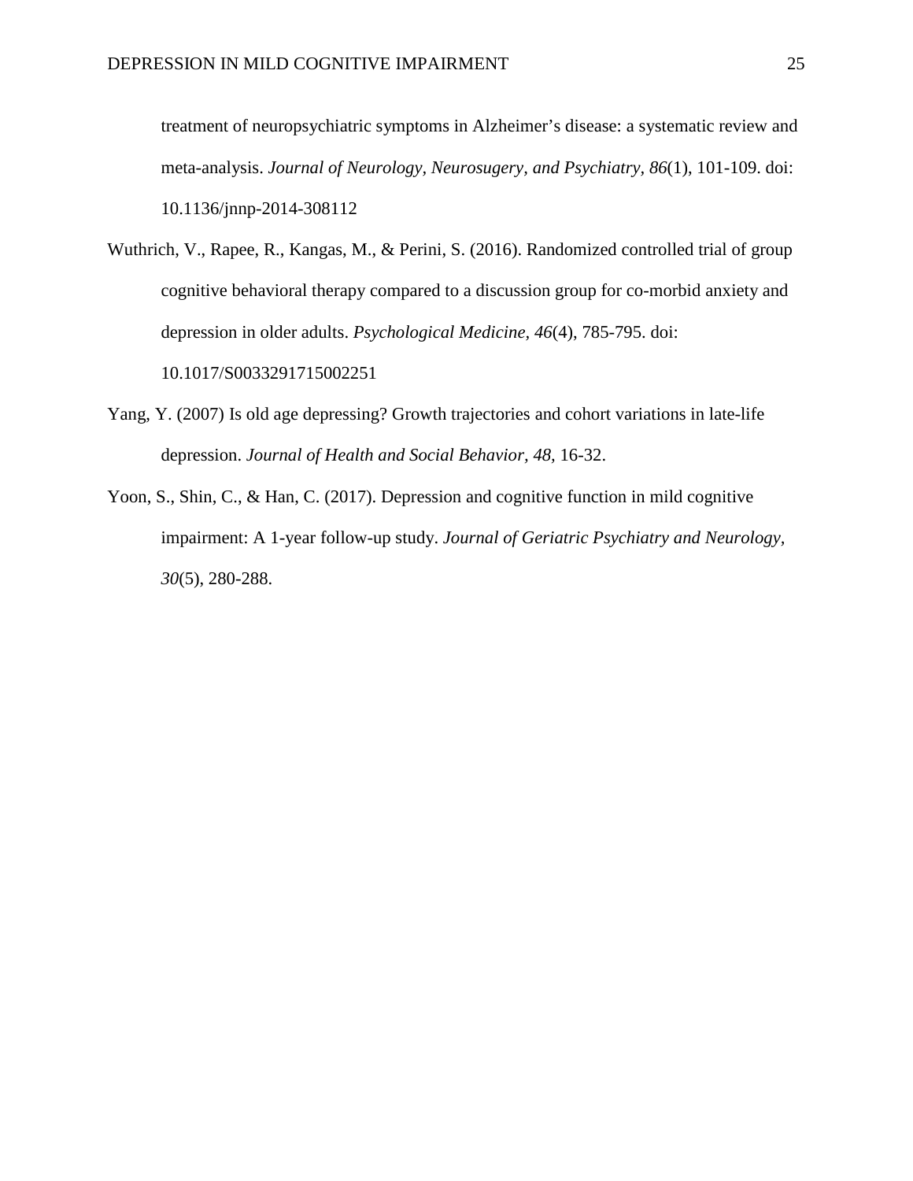treatment of neuropsychiatric symptoms in Alzheimer's disease: a systematic review and meta-analysis. *Journal of Neurology, Neurosugery, and Psychiatry, 86*(1), 101-109. doi: 10.1136/jnnp-2014-308112

Wuthrich, V., Rapee, R., Kangas, M., & Perini, S. (2016). Randomized controlled trial of group cognitive behavioral therapy compared to a discussion group for co-morbid anxiety and depression in older adults. *Psychological Medicine, 46*(4), 785-795. doi: 10.1017/S0033291715002251

Yang, Y. (2007) Is old age depressing? Growth trajectories and cohort variations in late-life depression. *Journal of Health and Social Behavior, 48,* 16-32.

Yoon, S., Shin, C., & Han, C. (2017). Depression and cognitive function in mild cognitive impairment: A 1-year follow-up study. *Journal of Geriatric Psychiatry and Neurology, 30*(5), 280-288.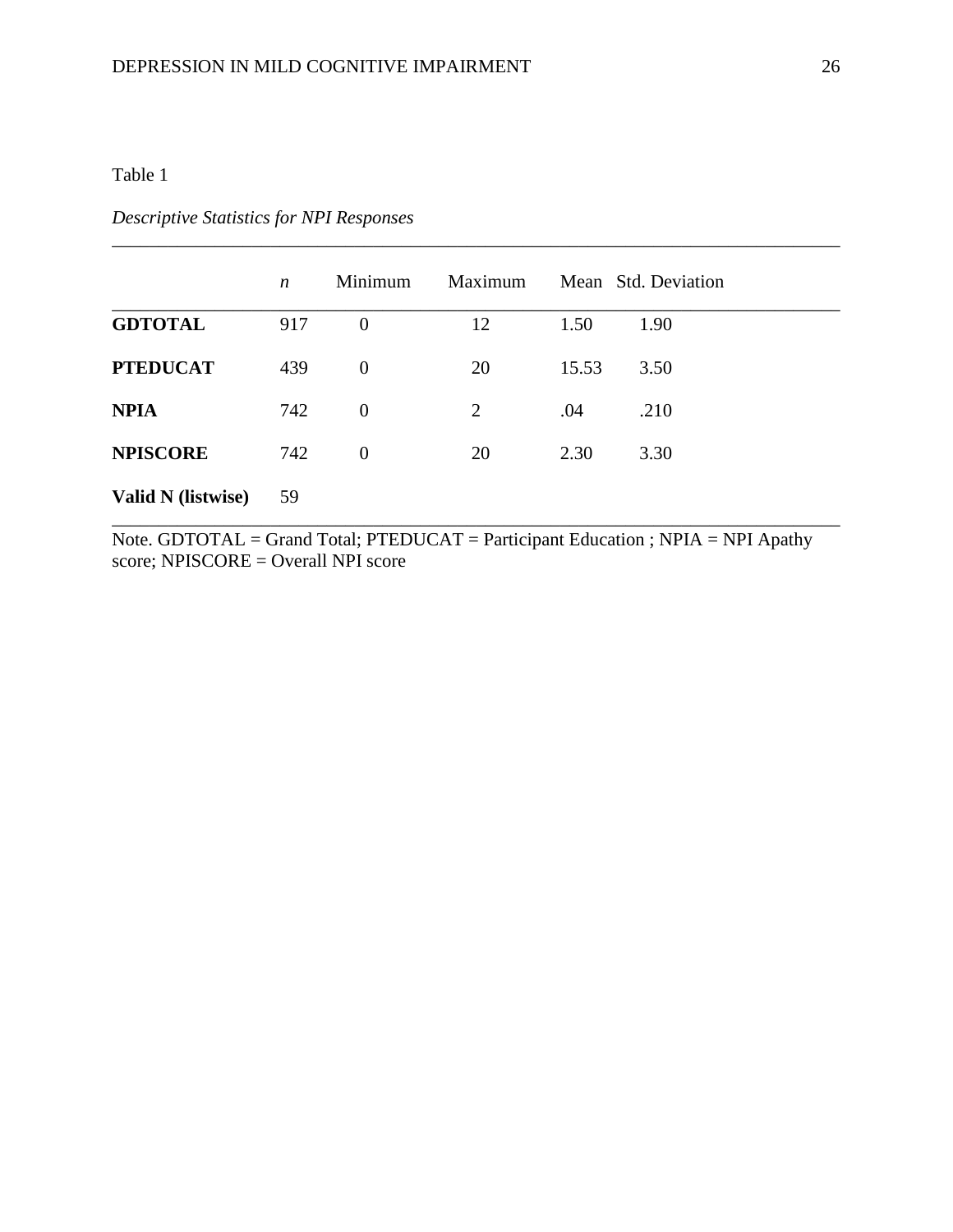Table 1

*Descriptive Statistics for NPI Responses*

| | *n* | Minimum | Maximum | Mean | Std. Deviation |
|---|---|---|---|---|---|
| **GDTOTAL** | 917 | 0 | 12 | 1.50 | 1.90 |
| **PTEDUCAT** | 439 | 0 | 20 | 15.53 | 3.50 |
| **NPIA** | 742 | 0 | 2 | .04 | .210 |
| **NPISCORE** | 742 | 0 | 20 | 2.30 | 3.30 |
| **Valid N (listwise)** | 59 | | | | |

Note. GDTOTAL = Grand Total; PTEDUCAT = Participant Education ; NPIA = NPI Apathy score; NPISCORE = Overall NPI score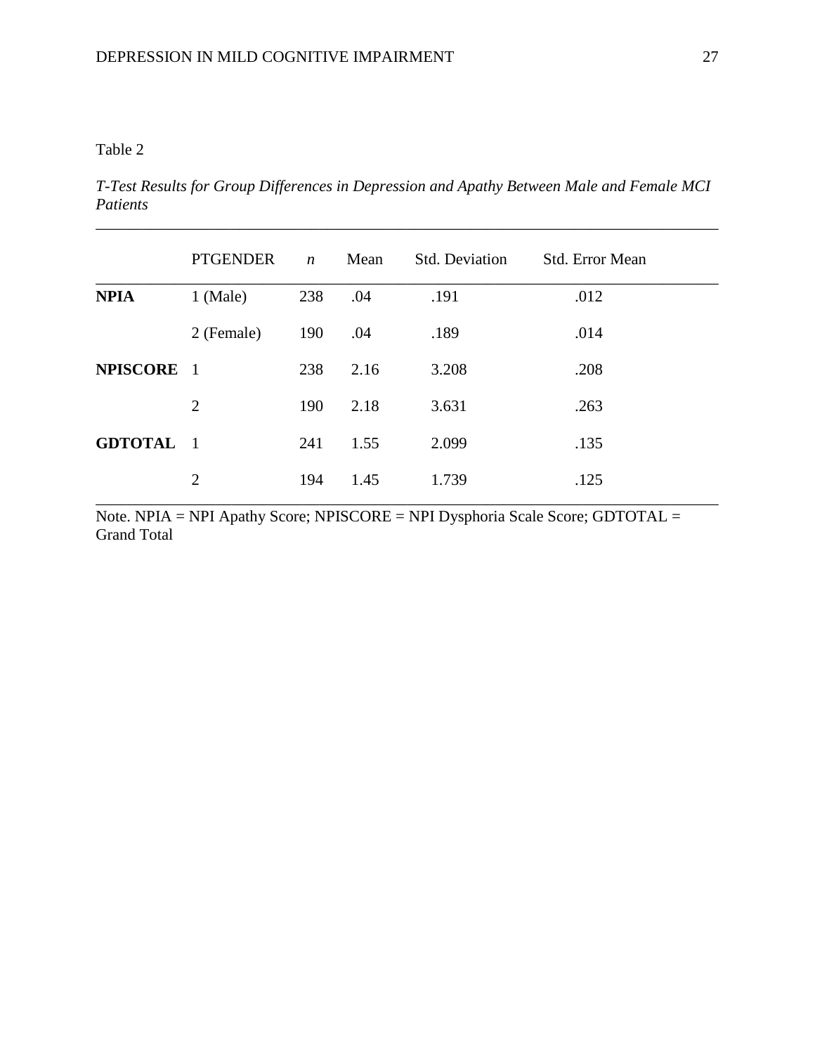Table 2

*T-Test Results for Group Differences in Depression and Apathy Between Male and Female MCI Patients*

| | PTGENDER | *n* | Mean | Std. Deviation | Std. Error Mean |
|---|---|---|---|---|---|
| **NPIA** | 1 (Male) | 238 | .04 | .191 | .012 |
| | 2 (Female) | 190 | .04 | .189 | .014 |
| **NPISCORE** | 1 | 238 | 2.16 | 3.208 | .208 |
| | 2 | 190 | 2.18 | 3.631 | .263 |
| **GDTOTAL** | 1 | 241 | 1.55 | 2.099 | .135 |
| | 2 | 194 | 1.45 | 1.739 | .125 |

Note. NPIA = NPI Apathy Score; NPISCORE = NPI Dysphoria Scale Score; GDTOTAL = Grand Total